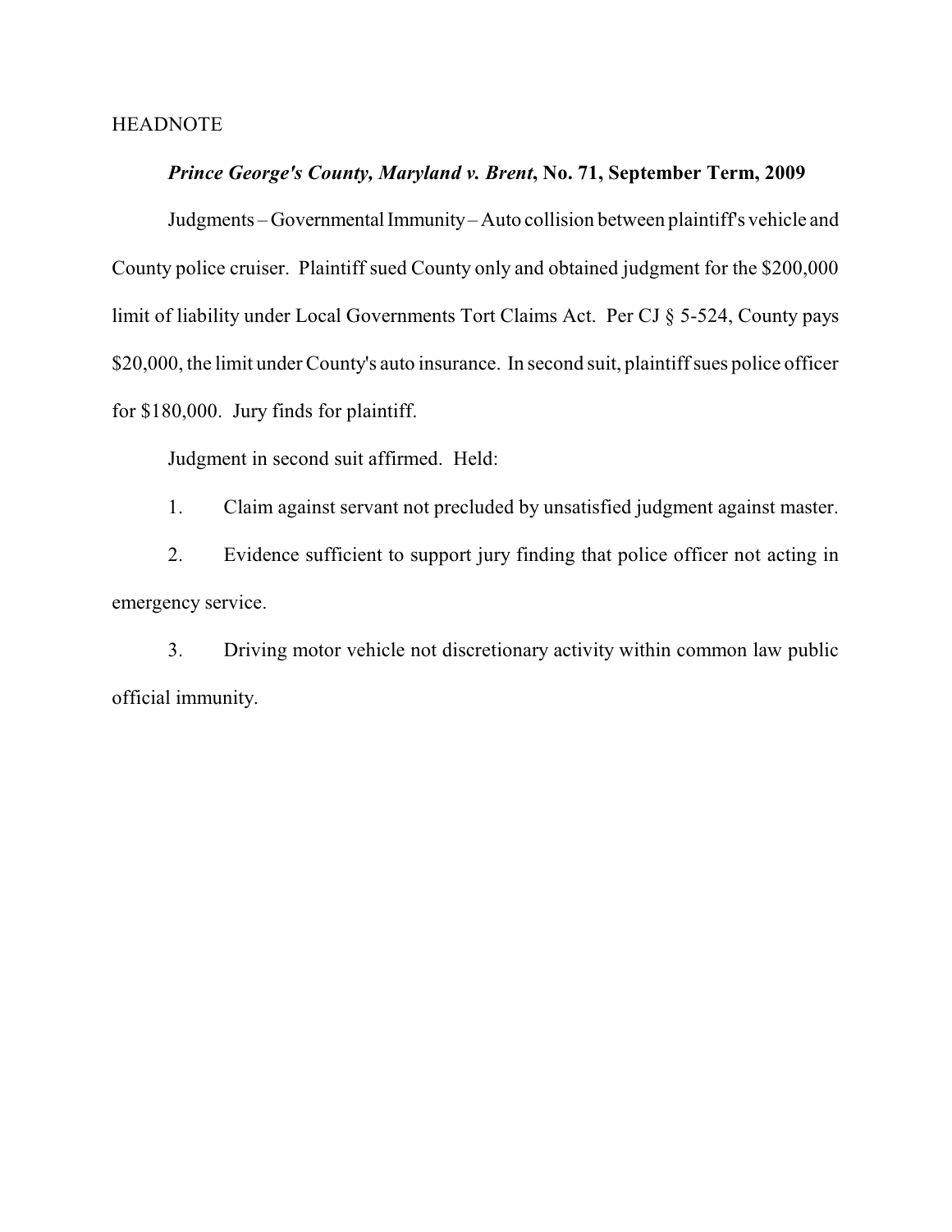HEADNOTE

***Prince George's County, Maryland v. Brent*, No. 71, September Term, 2009**

Judgments – Governmental Immunity – Auto collision between plaintiff's vehicle and County police cruiser. Plaintiff sued County only and obtained judgment for the $200,000 limit of liability under Local Governments Tort Claims Act. Per CJ § 5-524, County pays $20,000, the limit under County's auto insurance. In second suit, plaintiff sues police officer for $180,000. Jury finds for plaintiff.

Judgment in second suit affirmed. Held:

1. Claim against servant not precluded by unsatisfied judgment against master.

2. Evidence sufficient to support jury finding that police officer not acting in emergency service.

3. Driving motor vehicle not discretionary activity within common law public official immunity.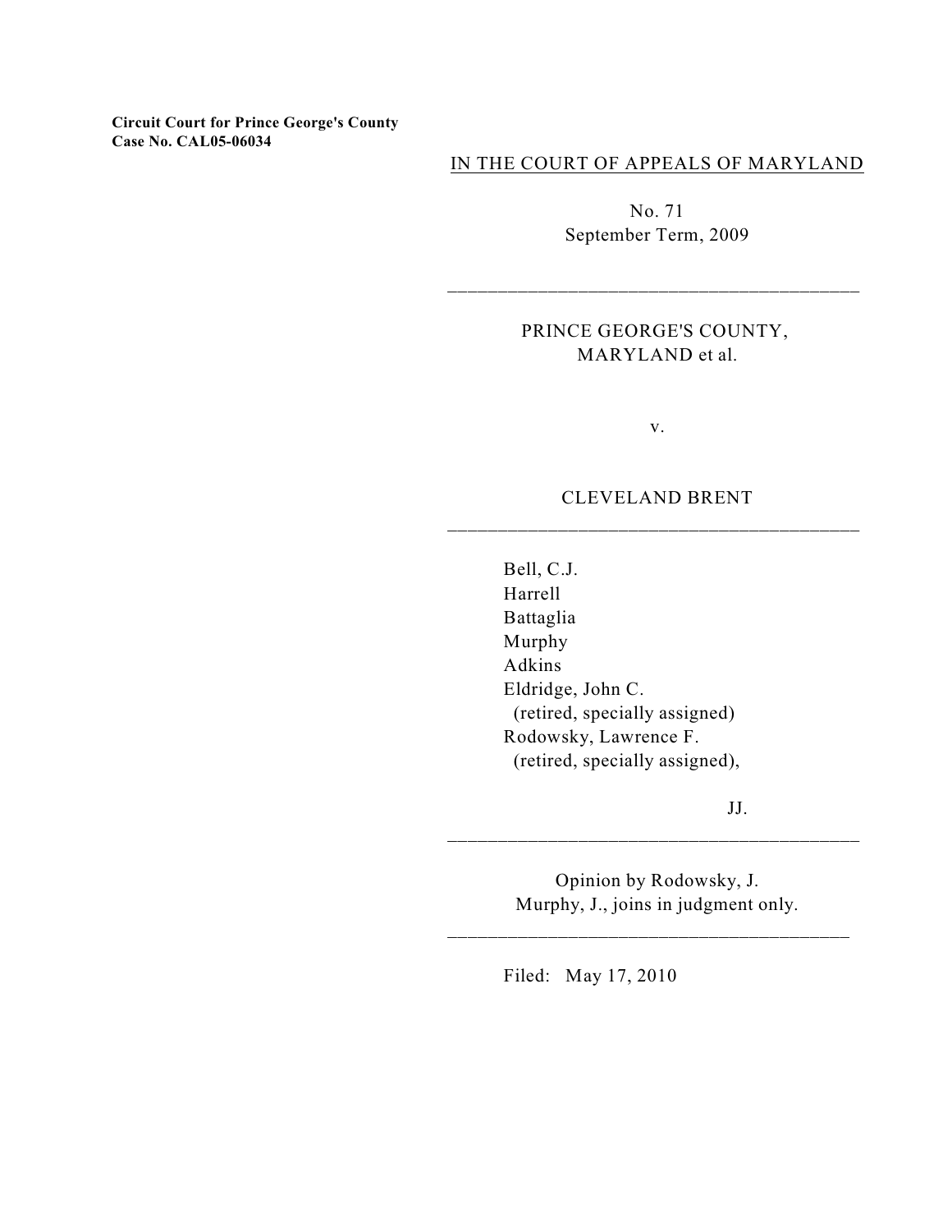**Circuit Court for Prince George's County**
**Case No. CAL05-06034**

IN THE COURT OF APPEALS OF MARYLAND

No. 71

September Term, 2009

---

PRINCE GEORGE'S COUNTY, MARYLAND et al.

v.

CLEVELAND BRENT

---

Bell, C.J.
Harrell
Battaglia
Murphy
Adkins
Eldridge, John C.
(retired, specially assigned)
Rodowsky, Lawrence F.
(retired, specially assigned),

JJ.

---

Opinion by Rodowsky, J.
Murphy, J., joins in judgment only.

---

Filed: May 17, 2010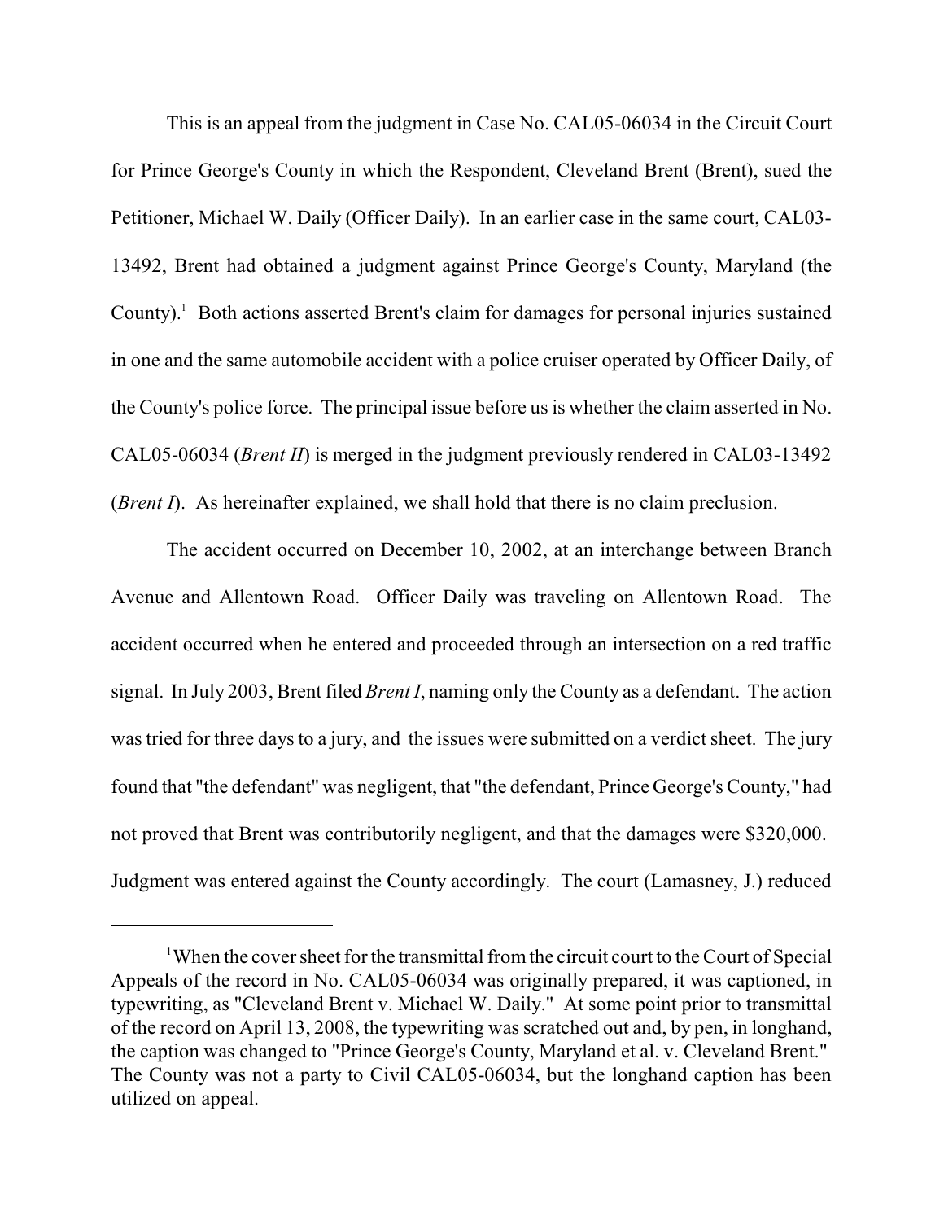This is an appeal from the judgment in Case No. CAL05-06034 in the Circuit Court for Prince George's County in which the Respondent, Cleveland Brent (Brent), sued the Petitioner, Michael W. Daily (Officer Daily). In an earlier case in the same court, CAL03-13492, Brent had obtained a judgment against Prince George's County, Maryland (the County).[1] Both actions asserted Brent's claim for damages for personal injuries sustained in one and the same automobile accident with a police cruiser operated by Officer Daily, of the County's police force. The principal issue before us is whether the claim asserted in No. CAL05-06034 (*Brent II*) is merged in the judgment previously rendered in CAL03-13492 (*Brent I*). As hereinafter explained, we shall hold that there is no claim preclusion.

The accident occurred on December 10, 2002, at an interchange between Branch Avenue and Allentown Road. Officer Daily was traveling on Allentown Road. The accident occurred when he entered and proceeded through an intersection on a red traffic signal. In July 2003, Brent filed *Brent I*, naming only the County as a defendant. The action was tried for three days to a jury, and the issues were submitted on a verdict sheet. The jury found that "the defendant" was negligent, that "the defendant, Prince George's County," had not proved that Brent was contributorily negligent, and that the damages were $320,000. Judgment was entered against the County accordingly. The court (Lamasney, J.) reduced

---

[1] When the cover sheet for the transmittal from the circuit court to the Court of Special Appeals of the record in No. CAL05-06034 was originally prepared, it was captioned, in typewriting, as "Cleveland Brent v. Michael W. Daily." At some point prior to transmittal of the record on April 13, 2008, the typewriting was scratched out and, by pen, in longhand, the caption was changed to "Prince George's County, Maryland et al. v. Cleveland Brent." The County was not a party to Civil CAL05-06034, but the longhand caption has been utilized on appeal.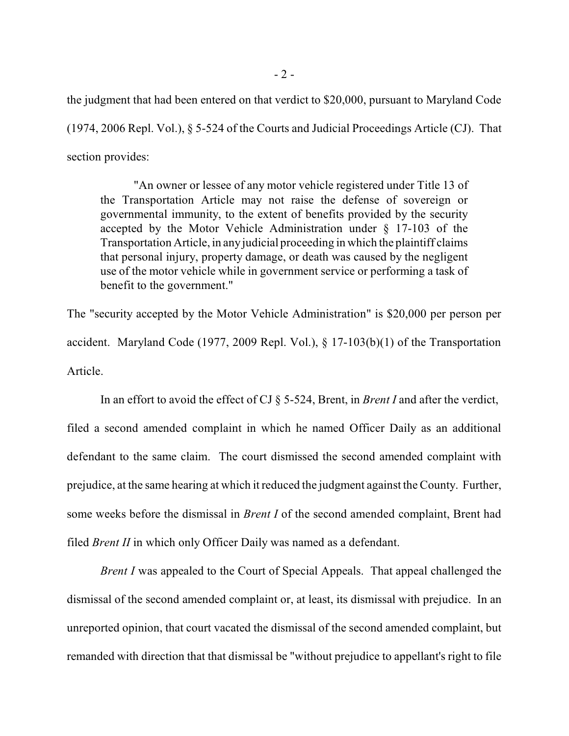the judgment that had been entered on that verdict to $20,000, pursuant to Maryland Code (1974, 2006 Repl. Vol.), § 5-524 of the Courts and Judicial Proceedings Article (CJ). That section provides:

> "An owner or lessee of any motor vehicle registered under Title 13 of the Transportation Article may not raise the defense of sovereign or governmental immunity, to the extent of benefits provided by the security accepted by the Motor Vehicle Administration under § 17-103 of the Transportation Article, in any judicial proceeding in which the plaintiff claims that personal injury, property damage, or death was caused by the negligent use of the motor vehicle while in government service or performing a task of benefit to the government."

The "security accepted by the Motor Vehicle Administration" is $20,000 per person per accident. Maryland Code (1977, 2009 Repl. Vol.), § 17-103(b)(1) of the Transportation Article.

In an effort to avoid the effect of CJ § 5-524, Brent, in *Brent I* and after the verdict, filed a second amended complaint in which he named Officer Daily as an additional defendant to the same claim. The court dismissed the second amended complaint with prejudice, at the same hearing at which it reduced the judgment against the County. Further, some weeks before the dismissal in *Brent I* of the second amended complaint, Brent had filed *Brent II* in which only Officer Daily was named as a defendant.

*Brent I* was appealed to the Court of Special Appeals. That appeal challenged the dismissal of the second amended complaint or, at least, its dismissal with prejudice. In an unreported opinion, that court vacated the dismissal of the second amended complaint, but remanded with direction that that dismissal be "without prejudice to appellant's right to file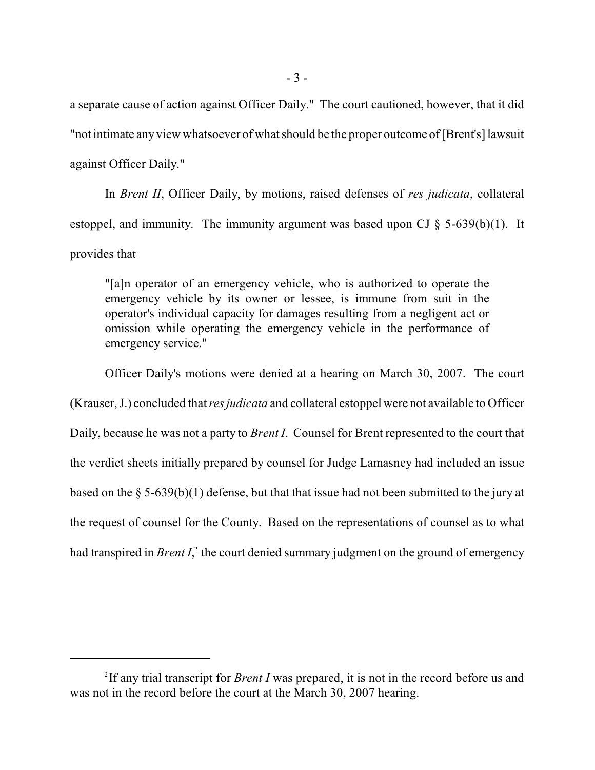a separate cause of action against Officer Daily." The court cautioned, however, that it did "not intimate any view whatsoever of what should be the proper outcome of [Brent's] lawsuit against Officer Daily."

In *Brent II*, Officer Daily, by motions, raised defenses of *res judicata*, collateral estoppel, and immunity. The immunity argument was based upon CJ § 5-639(b)(1). It provides that

> "[a]n operator of an emergency vehicle, who is authorized to operate the emergency vehicle by its owner or lessee, is immune from suit in the operator's individual capacity for damages resulting from a negligent act or omission while operating the emergency vehicle in the performance of emergency service."

Officer Daily's motions were denied at a hearing on March 30, 2007. The court (Krauser, J.) concluded that *res judicata* and collateral estoppel were not available to Officer Daily, because he was not a party to *Brent I*. Counsel for Brent represented to the court that the verdict sheets initially prepared by counsel for Judge Lamasney had included an issue based on the § 5-639(b)(1) defense, but that that issue had not been submitted to the jury at the request of counsel for the County. Based on the representations of counsel as to what had transpired in *Brent I*,[2] the court denied summary judgment on the ground of emergency

---

[2] If any trial transcript for *Brent I* was prepared, it is not in the record before us and was not in the record before the court at the March 30, 2007 hearing.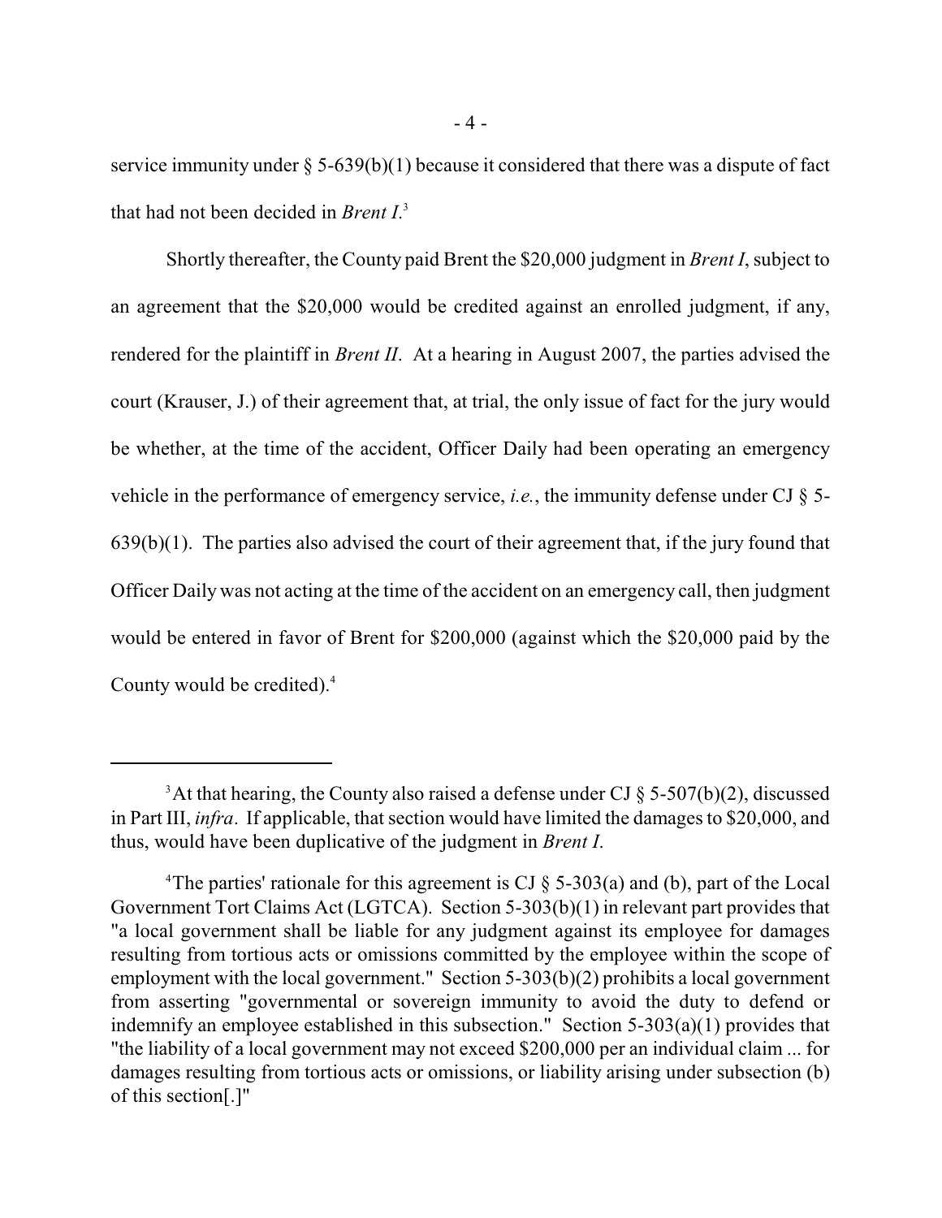service immunity under § 5-639(b)(1) because it considered that there was a dispute of fact that had not been decided in *Brent I*.[3]

Shortly thereafter, the County paid Brent the $20,000 judgment in *Brent I*, subject to an agreement that the $20,000 would be credited against an enrolled judgment, if any, rendered for the plaintiff in *Brent II*. At a hearing in August 2007, the parties advised the court (Krauser, J.) of their agreement that, at trial, the only issue of fact for the jury would be whether, at the time of the accident, Officer Daily had been operating an emergency vehicle in the performance of emergency service, *i.e.*, the immunity defense under CJ § 5-639(b)(1). The parties also advised the court of their agreement that, if the jury found that Officer Daily was not acting at the time of the accident on an emergency call, then judgment would be entered in favor of Brent for $200,000 (against which the $20,000 paid by the County would be credited).[4]

---

[3] At that hearing, the County also raised a defense under CJ § 5-507(b)(2), discussed in Part III, *infra*. If applicable, that section would have limited the damages to $20,000, and thus, would have been duplicative of the judgment in *Brent I*.

[4] The parties' rationale for this agreement is CJ § 5-303(a) and (b), part of the Local Government Tort Claims Act (LGTCA). Section 5-303(b)(1) in relevant part provides that "a local government shall be liable for any judgment against its employee for damages resulting from tortious acts or omissions committed by the employee within the scope of employment with the local government." Section 5-303(b)(2) prohibits a local government from asserting "governmental or sovereign immunity to avoid the duty to defend or indemnify an employee established in this subsection." Section 5-303(a)(1) provides that "the liability of a local government may not exceed $200,000 per an individual claim ... for damages resulting from tortious acts or omissions, or liability arising under subsection (b) of this section[.]"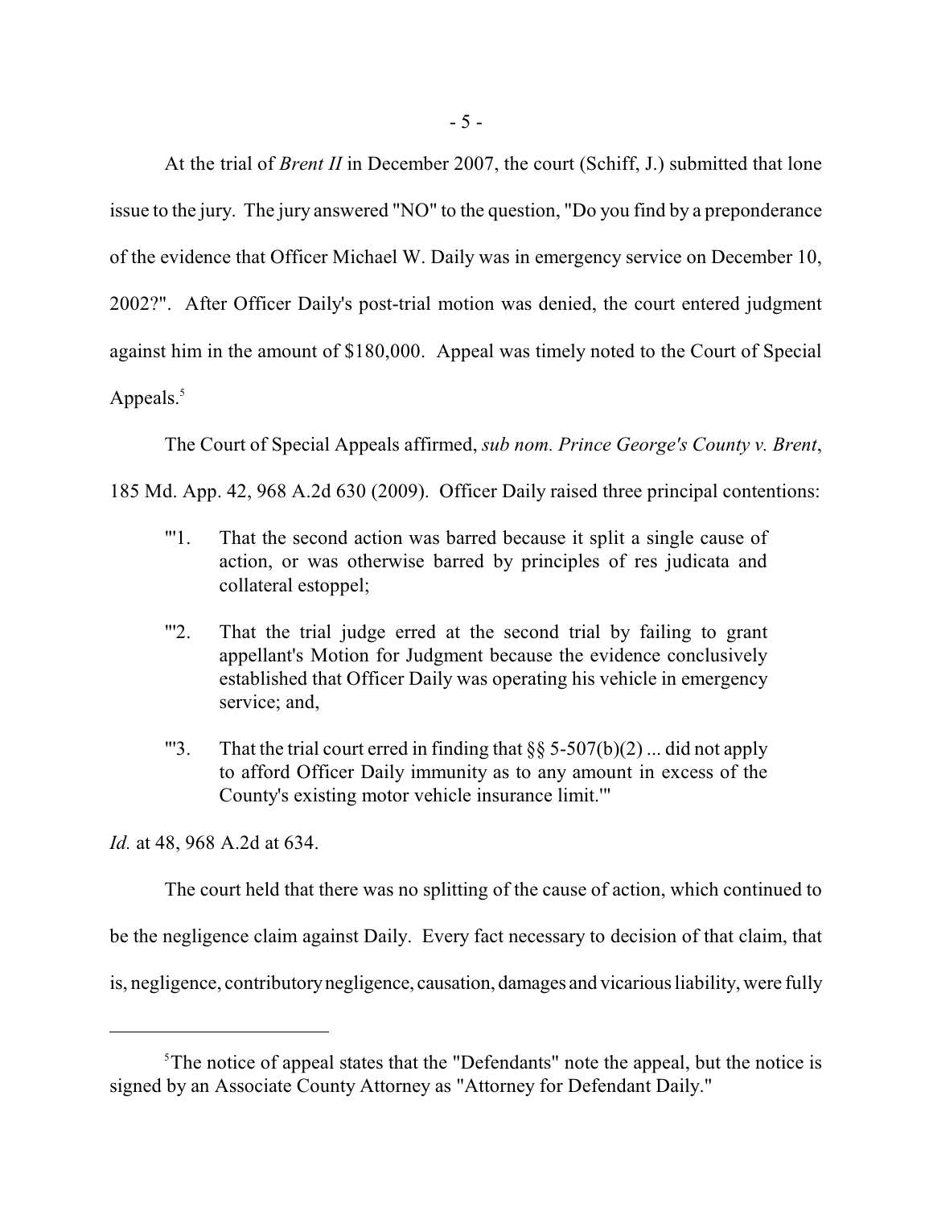At the trial of *Brent II* in December 2007, the court (Schiff, J.) submitted that lone issue to the jury. The jury answered "NO" to the question, "Do you find by a preponderance of the evidence that Officer Michael W. Daily was in emergency service on December 10, 2002?". After Officer Daily's post-trial motion was denied, the court entered judgment against him in the amount of $180,000. Appeal was timely noted to the Court of Special Appeals.[5]

The Court of Special Appeals affirmed, *sub nom. Prince George's County v. Brent*, 185 Md. App. 42, 968 A.2d 630 (2009). Officer Daily raised three principal contentions:

> "'1. That the second action was barred because it split a single cause of action, or was otherwise barred by principles of res judicata and collateral estoppel;
>
> "'2. That the trial judge erred at the second trial by failing to grant appellant's Motion for Judgment because the evidence conclusively established that Officer Daily was operating his vehicle in emergency service; and,
>
> "'3. That the trial court erred in finding that §§ 5-507(b)(2) ... did not apply to afford Officer Daily immunity as to any amount in excess of the County's existing motor vehicle insurance limit.'"

*Id.* at 48, 968 A.2d at 634.

The court held that there was no splitting of the cause of action, which continued to be the negligence claim against Daily. Every fact necessary to decision of that claim, that is, negligence, contributory negligence, causation, damages and vicarious liability, were fully

---

[5]The notice of appeal states that the "Defendants" note the appeal, but the notice is signed by an Associate County Attorney as "Attorney for Defendant Daily."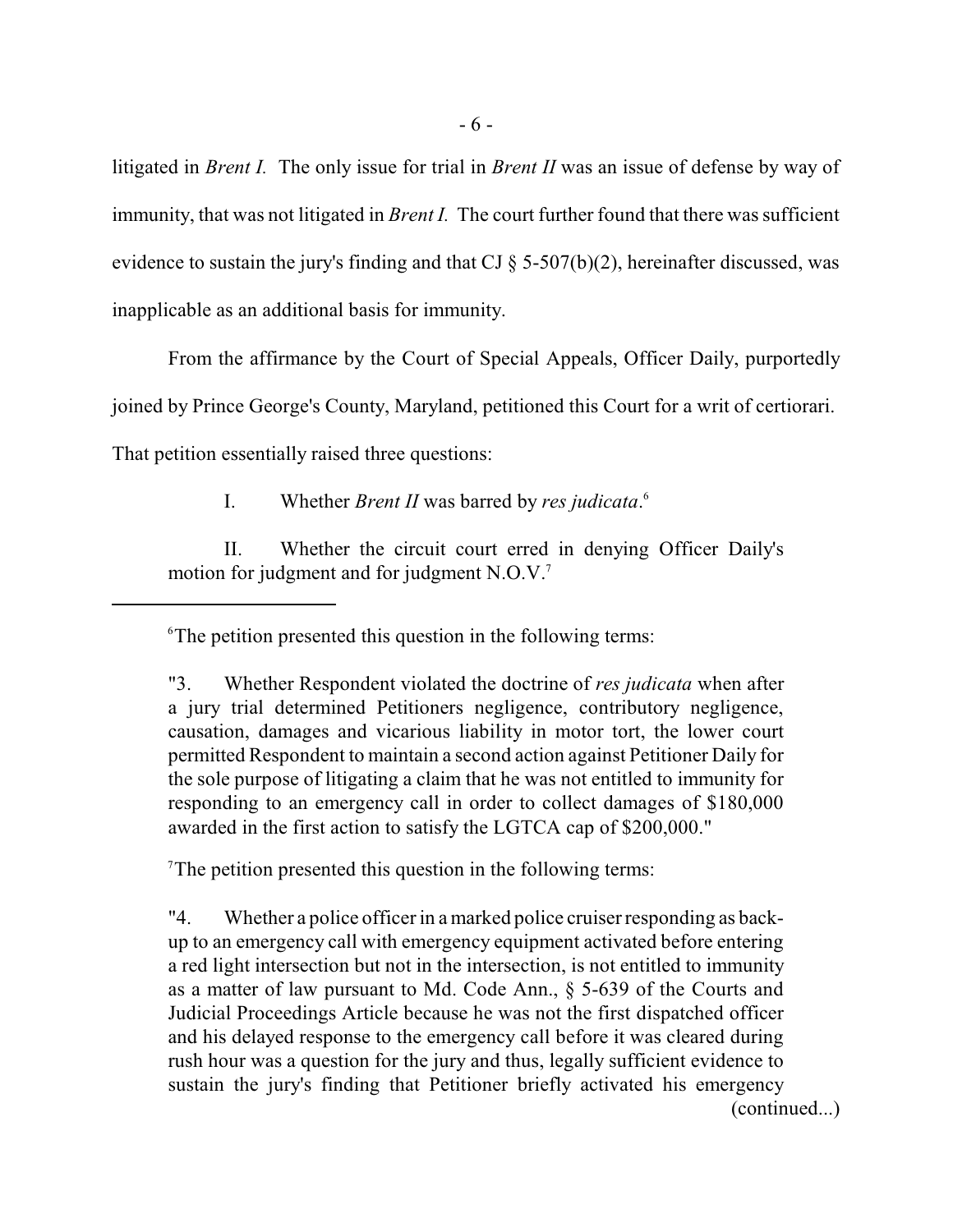litigated in *Brent I.* The only issue for trial in *Brent II* was an issue of defense by way of immunity, that was not litigated in *Brent I.* The court further found that there was sufficient evidence to sustain the jury's finding and that CJ § 5-507(b)(2), hereinafter discussed, was inapplicable as an additional basis for immunity.

From the affirmance by the Court of Special Appeals, Officer Daily, purportedly joined by Prince George's County, Maryland, petitioned this Court for a writ of certiorari. That petition essentially raised three questions:

> I. Whether *Brent II* was barred by *res judicata*.[6]
>
> II. Whether the circuit court erred in denying Officer Daily's motion for judgment and for judgment N.O.V.[7]

---

[6]The petition presented this question in the following terms:

"3. Whether Respondent violated the doctrine of *res judicata* when after a jury trial determined Petitioners negligence, contributory negligence, causation, damages and vicarious liability in motor tort, the lower court permitted Respondent to maintain a second action against Petitioner Daily for the sole purpose of litigating a claim that he was not entitled to immunity for responding to an emergency call in order to collect damages of $180,000 awarded in the first action to satisfy the LGTCA cap of $200,000."

[7]The petition presented this question in the following terms:

"4. Whether a police officer in a marked police cruiser responding as back-up to an emergency call with emergency equipment activated before entering a red light intersection but not in the intersection, is not entitled to immunity as a matter of law pursuant to Md. Code Ann., § 5-639 of the Courts and Judicial Proceedings Article because he was not the first dispatched officer and his delayed response to the emergency call before it was cleared during rush hour was a question for the jury and thus, legally sufficient evidence to sustain the jury's finding that Petitioner briefly activated his emergency

(continued...)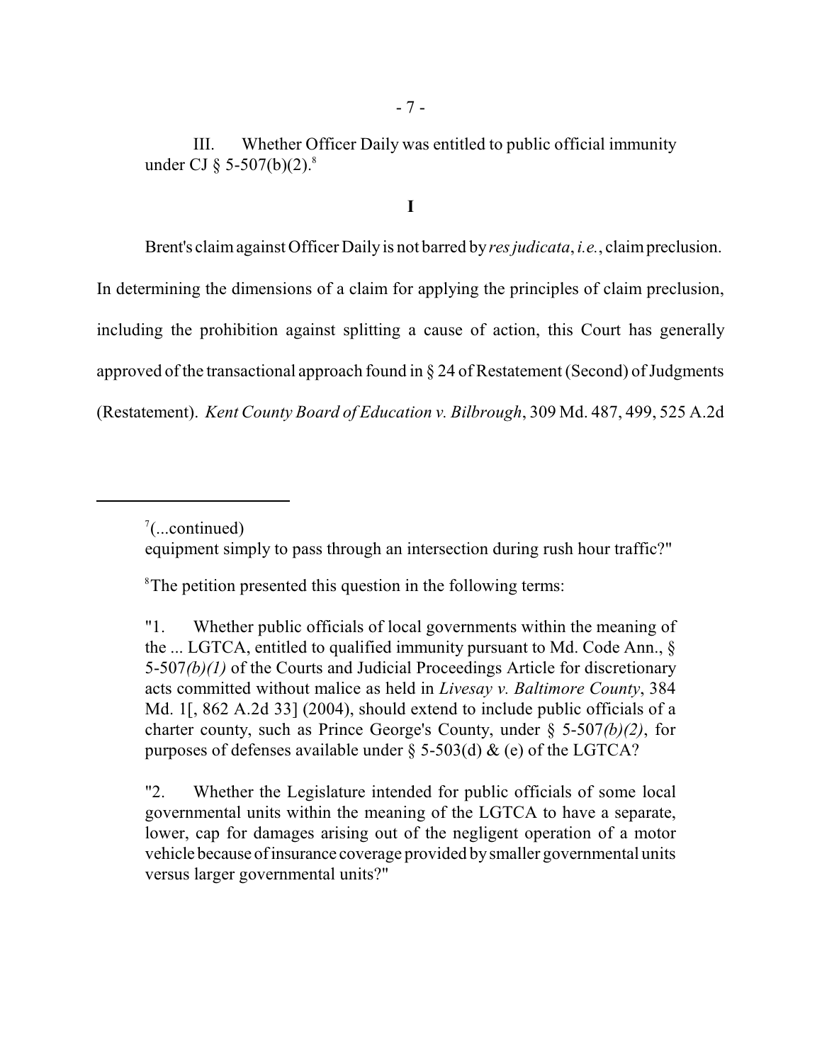III. Whether Officer Daily was entitled to public official immunity under CJ § 5-507(b)(2).[8]

**I**

Brent's claim against Officer Daily is not barred by *res judicata*, *i.e.*, claim preclusion. In determining the dimensions of a claim for applying the principles of claim preclusion, including the prohibition against splitting a cause of action, this Court has generally approved of the transactional approach found in § 24 of Restatement (Second) of Judgments (Restatement). *Kent County Board of Education v. Bilbrough*, 309 Md. 487, 499, 525 A.2d

---

[7](...continued)
equipment simply to pass through an intersection during rush hour traffic?"

[8]The petition presented this question in the following terms:

"1. Whether public officials of local governments within the meaning of the ... LGTCA, entitled to qualified immunity pursuant to Md. Code Ann., § 5-507*(b)(1)* of the Courts and Judicial Proceedings Article for discretionary acts committed without malice as held in *Livesay v. Baltimore County*, 384 Md. 1[, 862 A.2d 33] (2004), should extend to include public officials of a charter county, such as Prince George's County, under § 5-507*(b)(2)*, for purposes of defenses available under § 5-503(d) & (e) of the LGTCA?

"2. Whether the Legislature intended for public officials of some local governmental units within the meaning of the LGTCA to have a separate, lower, cap for damages arising out of the negligent operation of a motor vehicle because of insurance coverage provided by smaller governmental units versus larger governmental units?"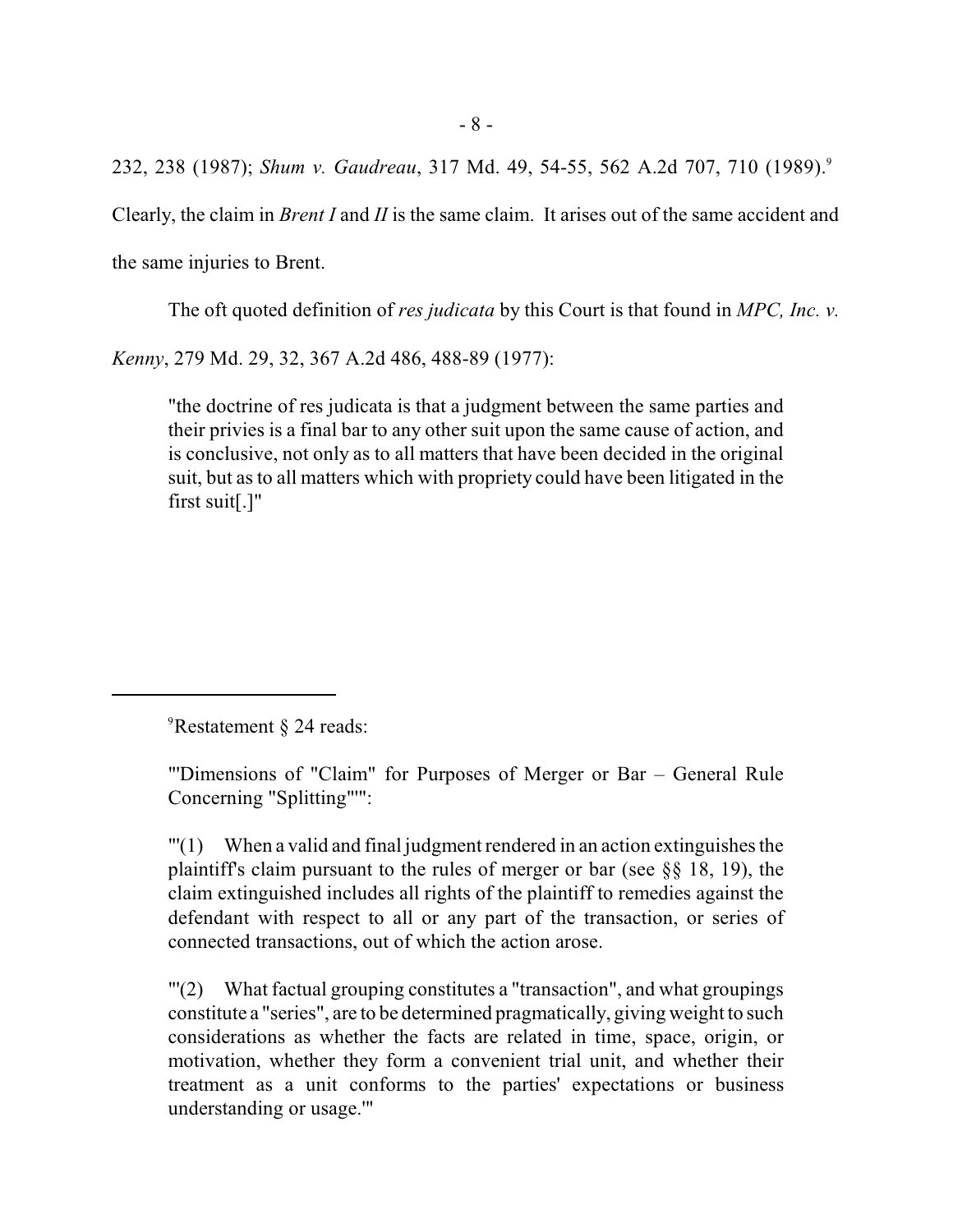232, 238 (1987); *Shum v. Gaudreau*, 317 Md. 49, 54-55, 562 A.2d 707, 710 (1989).[9] Clearly, the claim in *Brent I* and *II* is the same claim. It arises out of the same accident and the same injuries to Brent.

The oft quoted definition of *res judicata* by this Court is that found in *MPC, Inc. v. Kenny*, 279 Md. 29, 32, 367 A.2d 486, 488-89 (1977):

> "the doctrine of res judicata is that a judgment between the same parties and their privies is a final bar to any other suit upon the same cause of action, and is conclusive, not only as to all matters that have been decided in the original suit, but as to all matters which with propriety could have been litigated in the first suit[.]"

---

[9]Restatement § 24 reads:

"'Dimensions of "Claim" for Purposes of Merger or Bar – General Rule Concerning "Splitting"'":

"'(1) When a valid and final judgment rendered in an action extinguishes the plaintiff's claim pursuant to the rules of merger or bar (see §§ 18, 19), the claim extinguished includes all rights of the plaintiff to remedies against the defendant with respect to all or any part of the transaction, or series of connected transactions, out of which the action arose.

"'(2) What factual grouping constitutes a "transaction", and what groupings constitute a "series", are to be determined pragmatically, giving weight to such considerations as whether the facts are related in time, space, origin, or motivation, whether they form a convenient trial unit, and whether their treatment as a unit conforms to the parties' expectations or business understanding or usage.'"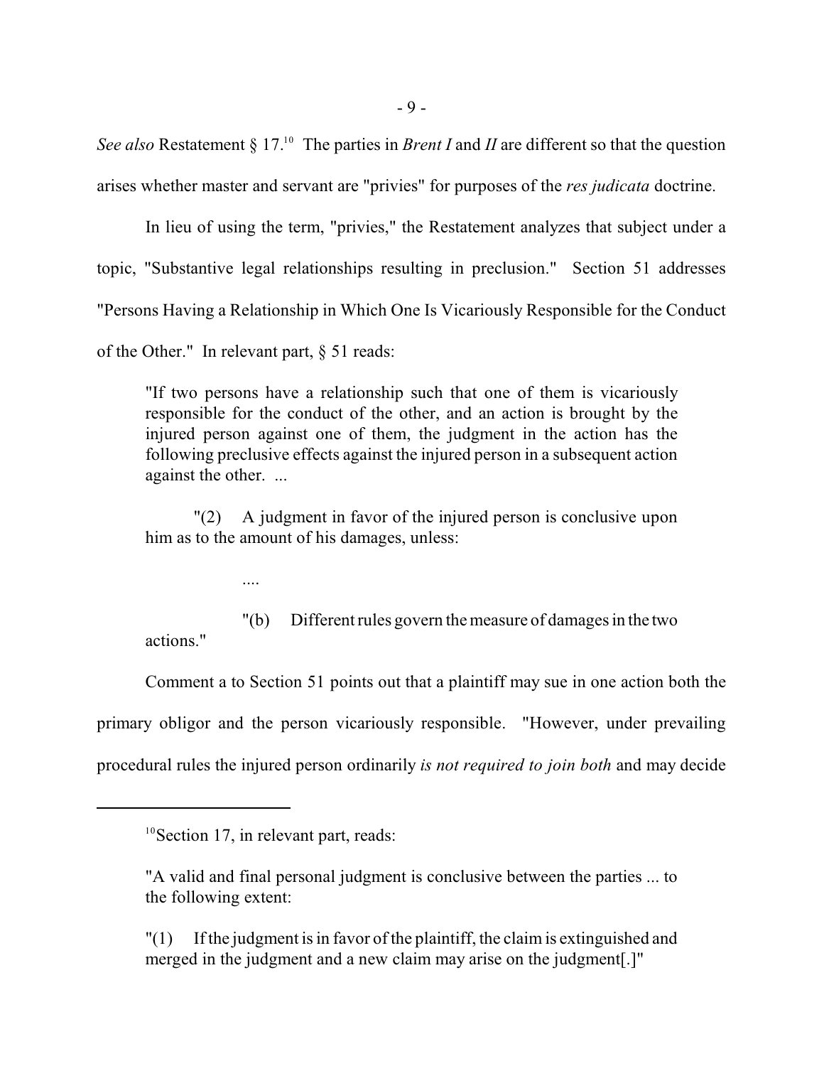*See also* Restatement § 17.[10] The parties in *Brent I* and *II* are different so that the question arises whether master and servant are "privies" for purposes of the *res judicata* doctrine.

In lieu of using the term, "privies," the Restatement analyzes that subject under a topic, "Substantive legal relationships resulting in preclusion." Section 51 addresses "Persons Having a Relationship in Which One Is Vicariously Responsible for the Conduct of the Other." In relevant part, § 51 reads:

> "If two persons have a relationship such that one of them is vicariously responsible for the conduct of the other, and an action is brought by the injured person against one of them, the judgment in the action has the following preclusive effects against the injured person in a subsequent action against the other. ...
>
> "(2) A judgment in favor of the injured person is conclusive upon him as to the amount of his damages, unless:
>
> ....
>
> "(b) Different rules govern the measure of damages in the two actions."

Comment a to Section 51 points out that a plaintiff may sue in one action both the primary obligor and the person vicariously responsible. "However, under prevailing procedural rules the injured person ordinarily *is not required to join both* and may decide

---

[10] Section 17, in relevant part, reads:

> "A valid and final personal judgment is conclusive between the parties ... to the following extent:
>
> "(1) If the judgment is in favor of the plaintiff, the claim is extinguished and merged in the judgment and a new claim may arise on the judgment[.]"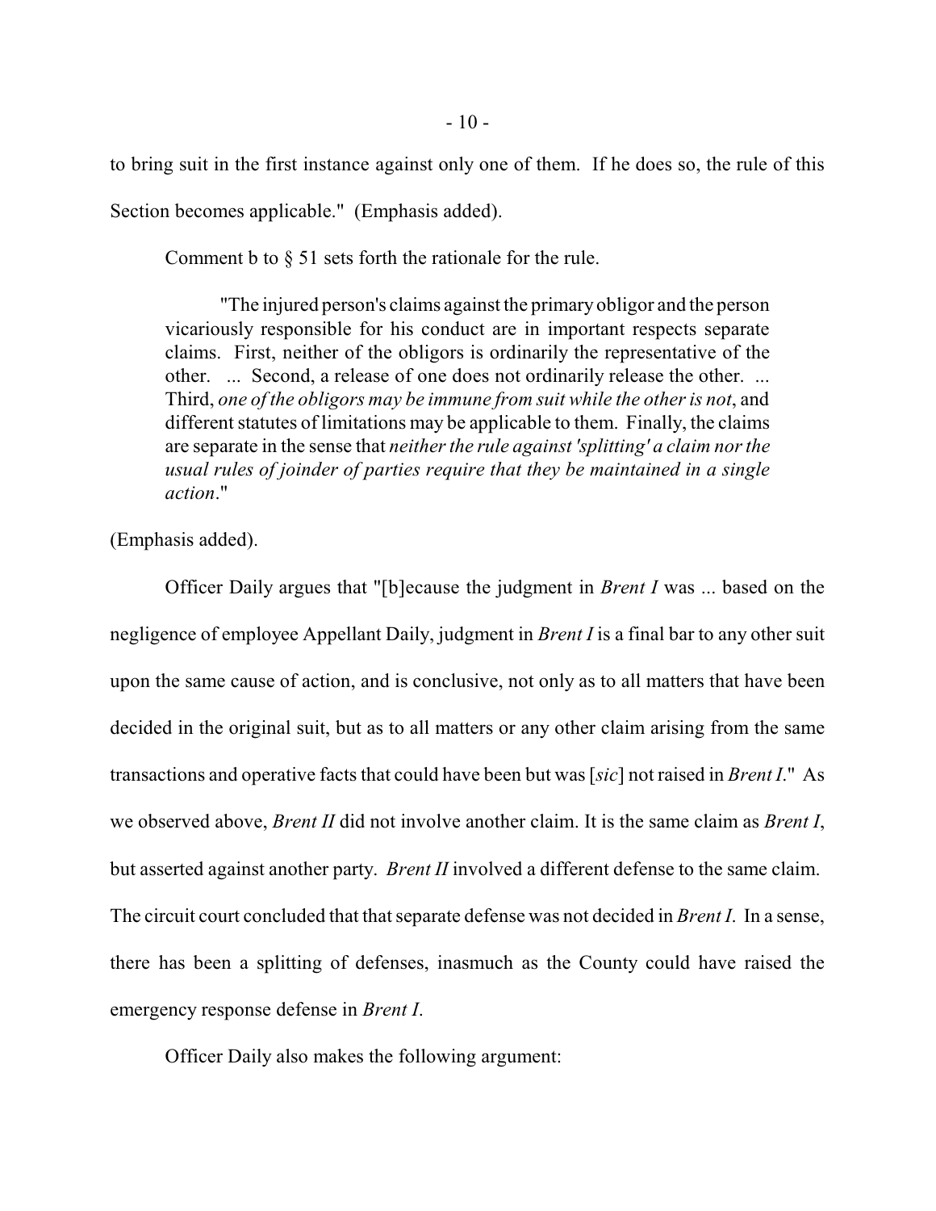to bring suit in the first instance against only one of them. If he does so, the rule of this Section becomes applicable." (Emphasis added).

Comment b to § 51 sets forth the rationale for the rule.

> "The injured person's claims against the primary obligor and the person vicariously responsible for his conduct are in important respects separate claims. First, neither of the obligors is ordinarily the representative of the other. ... Second, a release of one does not ordinarily release the other. ... Third, *one of the obligors may be immune from suit while the other is not*, and different statutes of limitations may be applicable to them. Finally, the claims are separate in the sense that *neither the rule against 'splitting' a claim nor the usual rules of joinder of parties require that they be maintained in a single action*."

(Emphasis added).

Officer Daily argues that "[b]ecause the judgment in *Brent I* was ... based on the negligence of employee Appellant Daily, judgment in *Brent I* is a final bar to any other suit upon the same cause of action, and is conclusive, not only as to all matters that have been decided in the original suit, but as to all matters or any other claim arising from the same transactions and operative facts that could have been but was [*sic*] not raised in *Brent I*." As we observed above, *Brent II* did not involve another claim. It is the same claim as *Brent I*, but asserted against another party. *Brent II* involved a different defense to the same claim. The circuit court concluded that that separate defense was not decided in *Brent I*. In a sense, there has been a splitting of defenses, inasmuch as the County could have raised the emergency response defense in *Brent I*.

Officer Daily also makes the following argument: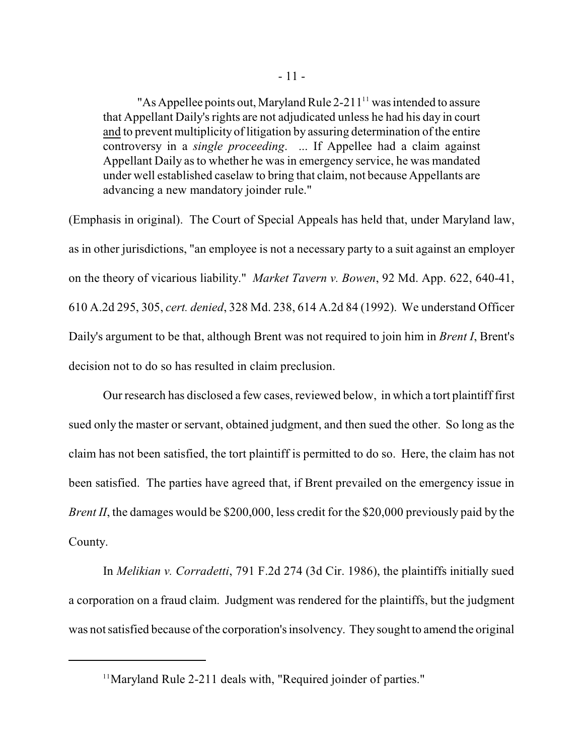> "As Appellee points out, Maryland Rule 2-211[11] was intended to assure that Appellant Daily's rights are not adjudicated unless he had his day in court <u>and</u> to prevent multiplicity of litigation by assuring determination of the entire controversy in a *single proceeding*. ... If Appellee had a claim against Appellant Daily as to whether he was in emergency service, he was mandated under well established caselaw to bring that claim, not because Appellants are advancing a new mandatory joinder rule."

(Emphasis in original). The Court of Special Appeals has held that, under Maryland law, as in other jurisdictions, "an employee is not a necessary party to a suit against an employer on the theory of vicarious liability." *Market Tavern v. Bowen*, 92 Md. App. 622, 640-41, 610 A.2d 295, 305, *cert. denied*, 328 Md. 238, 614 A.2d 84 (1992). We understand Officer Daily's argument to be that, although Brent was not required to join him in *Brent I*, Brent's decision not to do so has resulted in claim preclusion.

Our research has disclosed a few cases, reviewed below, in which a tort plaintiff first sued only the master or servant, obtained judgment, and then sued the other. So long as the claim has not been satisfied, the tort plaintiff is permitted to do so. Here, the claim has not been satisfied. The parties have agreed that, if Brent prevailed on the emergency issue in *Brent II*, the damages would be $200,000, less credit for the $20,000 previously paid by the County.

In *Melikian v. Corradetti*, 791 F.2d 274 (3d Cir. 1986), the plaintiffs initially sued a corporation on a fraud claim. Judgment was rendered for the plaintiffs, but the judgment was not satisfied because of the corporation's insolvency. They sought to amend the original

[11] Maryland Rule 2-211 deals with, "Required joinder of parties."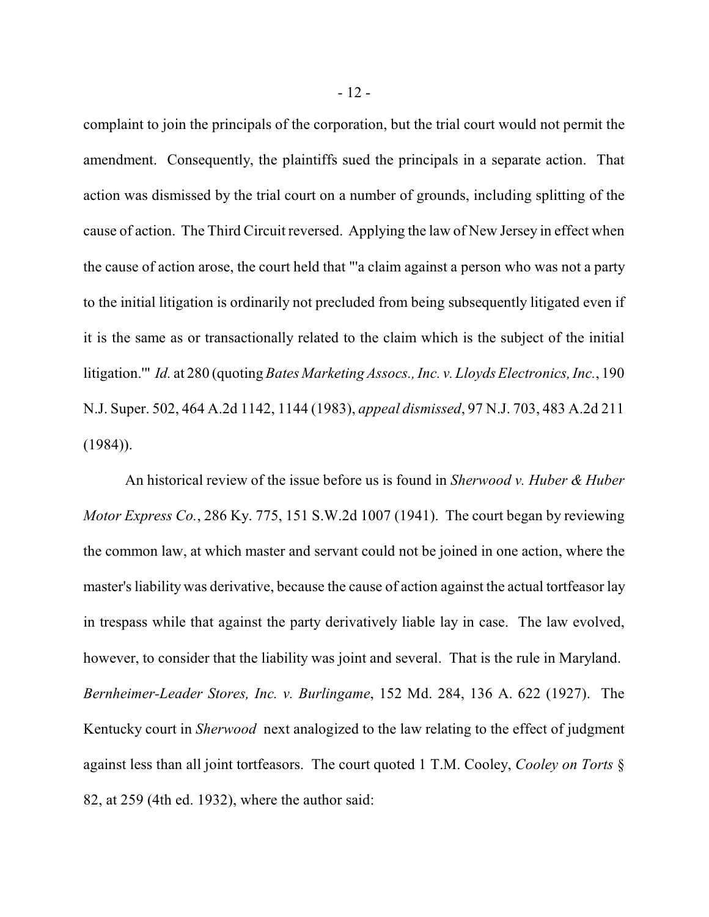complaint to join the principals of the corporation, but the trial court would not permit the amendment. Consequently, the plaintiffs sued the principals in a separate action. That action was dismissed by the trial court on a number of grounds, including splitting of the cause of action. The Third Circuit reversed. Applying the law of New Jersey in effect when the cause of action arose, the court held that "'a claim against a person who was not a party to the initial litigation is ordinarily not precluded from being subsequently litigated even if it is the same as or transactionally related to the claim which is the subject of the initial litigation.'" *Id.* at 280 (quoting *Bates Marketing Assocs., Inc. v. Lloyds Electronics, Inc.*, 190 N.J. Super. 502, 464 A.2d 1142, 1144 (1983), *appeal dismissed*, 97 N.J. 703, 483 A.2d 211 (1984)).

An historical review of the issue before us is found in *Sherwood v. Huber & Huber Motor Express Co.*, 286 Ky. 775, 151 S.W.2d 1007 (1941). The court began by reviewing the common law, at which master and servant could not be joined in one action, where the master's liability was derivative, because the cause of action against the actual tortfeasor lay in trespass while that against the party derivatively liable lay in case. The law evolved, however, to consider that the liability was joint and several. That is the rule in Maryland. *Bernheimer-Leader Stores, Inc. v. Burlingame*, 152 Md. 284, 136 A. 622 (1927). The Kentucky court in *Sherwood* next analogized to the law relating to the effect of judgment against less than all joint tortfeasors. The court quoted 1 T.M. Cooley, *Cooley on Torts* § 82, at 259 (4th ed. 1932), where the author said: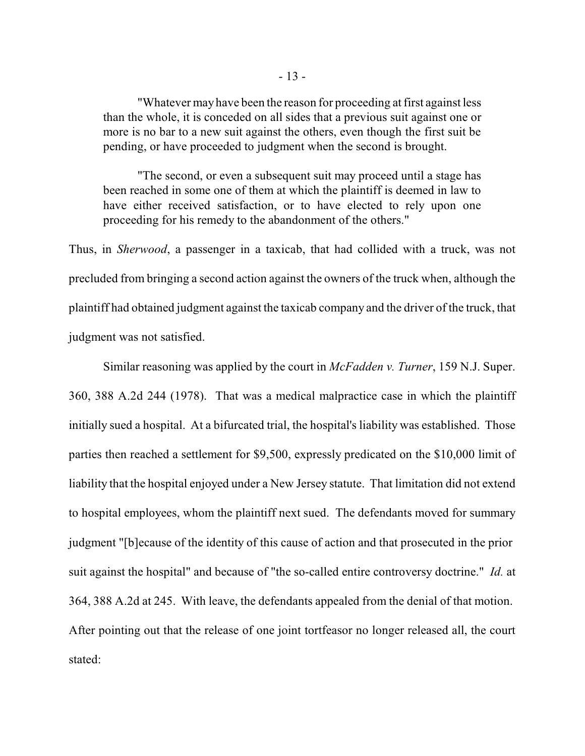> "Whatever may have been the reason for proceeding at first against less than the whole, it is conceded on all sides that a previous suit against one or more is no bar to a new suit against the others, even though the first suit be pending, or have proceeded to judgment when the second is brought.
>
> "The second, or even a subsequent suit may proceed until a stage has been reached in some one of them at which the plaintiff is deemed in law to have either received satisfaction, or to have elected to rely upon one proceeding for his remedy to the abandonment of the others."

Thus, in *Sherwood*, a passenger in a taxicab, that had collided with a truck, was not precluded from bringing a second action against the owners of the truck when, although the plaintiff had obtained judgment against the taxicab company and the driver of the truck, that judgment was not satisfied.

Similar reasoning was applied by the court in *McFadden v. Turner*, 159 N.J. Super. 360, 388 A.2d 244 (1978). That was a medical malpractice case in which the plaintiff initially sued a hospital. At a bifurcated trial, the hospital's liability was established. Those parties then reached a settlement for $9,500, expressly predicated on the $10,000 limit of liability that the hospital enjoyed under a New Jersey statute. That limitation did not extend to hospital employees, whom the plaintiff next sued. The defendants moved for summary judgment "[b]ecause of the identity of this cause of action and that prosecuted in the prior suit against the hospital" and because of "the so-called entire controversy doctrine." *Id.* at 364, 388 A.2d at 245. With leave, the defendants appealed from the denial of that motion. After pointing out that the release of one joint tortfeasor no longer released all, the court stated: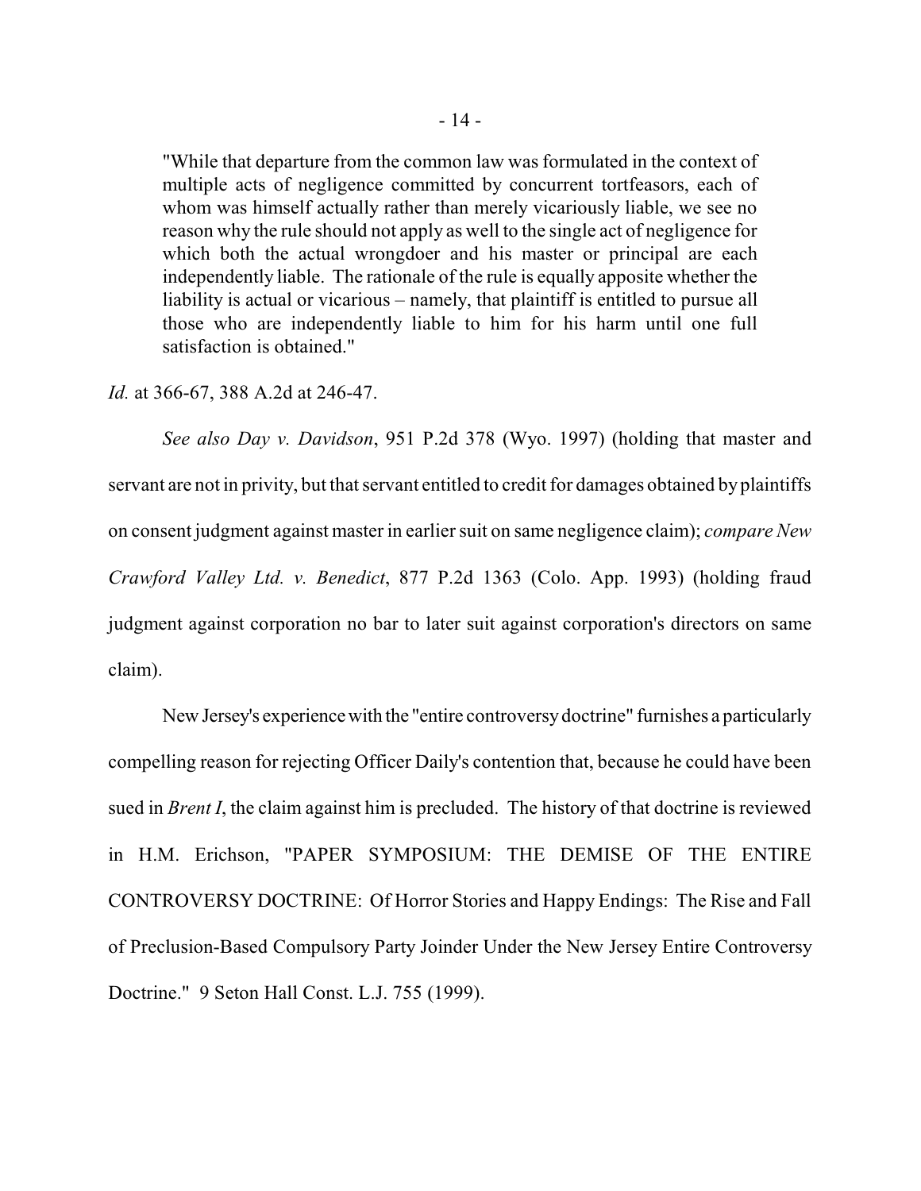> "While that departure from the common law was formulated in the context of multiple acts of negligence committed by concurrent tortfeasors, each of whom was himself actually rather than merely vicariously liable, we see no reason why the rule should not apply as well to the single act of negligence for which both the actual wrongdoer and his master or principal are each independently liable. The rationale of the rule is equally apposite whether the liability is actual or vicarious – namely, that plaintiff is entitled to pursue all those who are independently liable to him for his harm until one full satisfaction is obtained."

*Id.* at 366-67, 388 A.2d at 246-47.

*See also Day v. Davidson*, 951 P.2d 378 (Wyo. 1997) (holding that master and servant are not in privity, but that servant entitled to credit for damages obtained by plaintiffs on consent judgment against master in earlier suit on same negligence claim); *compare New Crawford Valley Ltd. v. Benedict*, 877 P.2d 1363 (Colo. App. 1993) (holding fraud judgment against corporation no bar to later suit against corporation's directors on same claim).

New Jersey's experience with the "entire controversy doctrine" furnishes a particularly compelling reason for rejecting Officer Daily's contention that, because he could have been sued in *Brent I*, the claim against him is precluded. The history of that doctrine is reviewed in H.M. Erichson, "PAPER SYMPOSIUM: THE DEMISE OF THE ENTIRE CONTROVERSY DOCTRINE: Of Horror Stories and Happy Endings: The Rise and Fall of Preclusion-Based Compulsory Party Joinder Under the New Jersey Entire Controversy Doctrine." 9 Seton Hall Const. L.J. 755 (1999).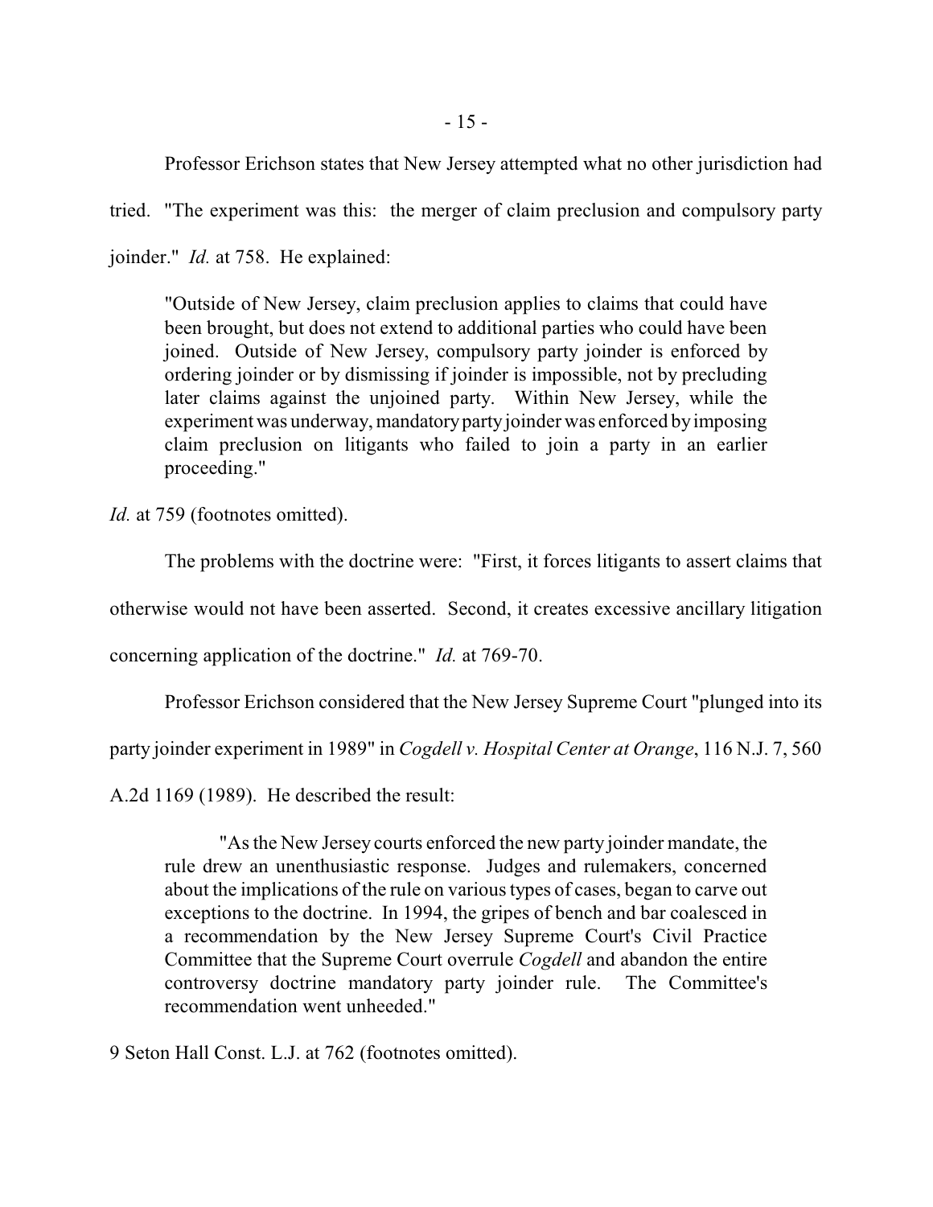Professor Erichson states that New Jersey attempted what no other jurisdiction had tried. "The experiment was this: the merger of claim preclusion and compulsory party joinder." *Id.* at 758. He explained:

> "Outside of New Jersey, claim preclusion applies to claims that could have been brought, but does not extend to additional parties who could have been joined. Outside of New Jersey, compulsory party joinder is enforced by ordering joinder or by dismissing if joinder is impossible, not by precluding later claims against the unjoined party. Within New Jersey, while the experiment was underway, mandatory party joinder was enforced by imposing claim preclusion on litigants who failed to join a party in an earlier proceeding."

*Id.* at 759 (footnotes omitted).

The problems with the doctrine were: "First, it forces litigants to assert claims that otherwise would not have been asserted. Second, it creates excessive ancillary litigation concerning application of the doctrine." *Id.* at 769-70.

Professor Erichson considered that the New Jersey Supreme Court "plunged into its party joinder experiment in 1989" in *Cogdell v. Hospital Center at Orange*, 116 N.J. 7, 560 A.2d 1169 (1989). He described the result:

> "As the New Jersey courts enforced the new party joinder mandate, the rule drew an unenthusiastic response. Judges and rulemakers, concerned about the implications of the rule on various types of cases, began to carve out exceptions to the doctrine. In 1994, the gripes of bench and bar coalesced in a recommendation by the New Jersey Supreme Court's Civil Practice Committee that the Supreme Court overrule *Cogdell* and abandon the entire controversy doctrine mandatory party joinder rule. The Committee's recommendation went unheeded."

9 Seton Hall Const. L.J. at 762 (footnotes omitted).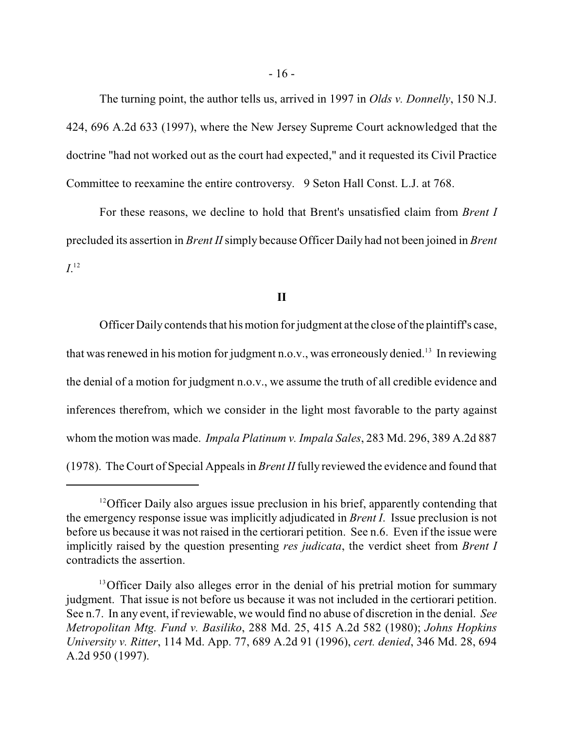The turning point, the author tells us, arrived in 1997 in *Olds v. Donnelly*, 150 N.J. 424, 696 A.2d 633 (1997), where the New Jersey Supreme Court acknowledged that the doctrine "had not worked out as the court had expected," and it requested its Civil Practice Committee to reexamine the entire controversy. 9 Seton Hall Const. L.J. at 768.

For these reasons, we decline to hold that Brent's unsatisfied claim from *Brent I* precluded its assertion in *Brent II* simply because Officer Daily had not been joined in *Brent I*.[12]

## II

Officer Daily contends that his motion for judgment at the close of the plaintiff's case, that was renewed in his motion for judgment n.o.v., was erroneously denied.[13] In reviewing the denial of a motion for judgment n.o.v., we assume the truth of all credible evidence and inferences therefrom, which we consider in the light most favorable to the party against whom the motion was made. *Impala Platinum v. Impala Sales*, 283 Md. 296, 389 A.2d 887 (1978). The Court of Special Appeals in *Brent II* fully reviewed the evidence and found that

---

[12] Officer Daily also argues issue preclusion in his brief, apparently contending that the emergency response issue was implicitly adjudicated in *Brent I*. Issue preclusion is not before us because it was not raised in the certiorari petition. See n.6. Even if the issue were implicitly raised by the question presenting *res judicata*, the verdict sheet from *Brent I* contradicts the assertion.

[13] Officer Daily also alleges error in the denial of his pretrial motion for summary judgment. That issue is not before us because it was not included in the certiorari petition. See n.7. In any event, if reviewable, we would find no abuse of discretion in the denial. *See Metropolitan Mtg. Fund v. Basiliko*, 288 Md. 25, 415 A.2d 582 (1980); *Johns Hopkins University v. Ritter*, 114 Md. App. 77, 689 A.2d 91 (1996), *cert. denied*, 346 Md. 28, 694 A.2d 950 (1997).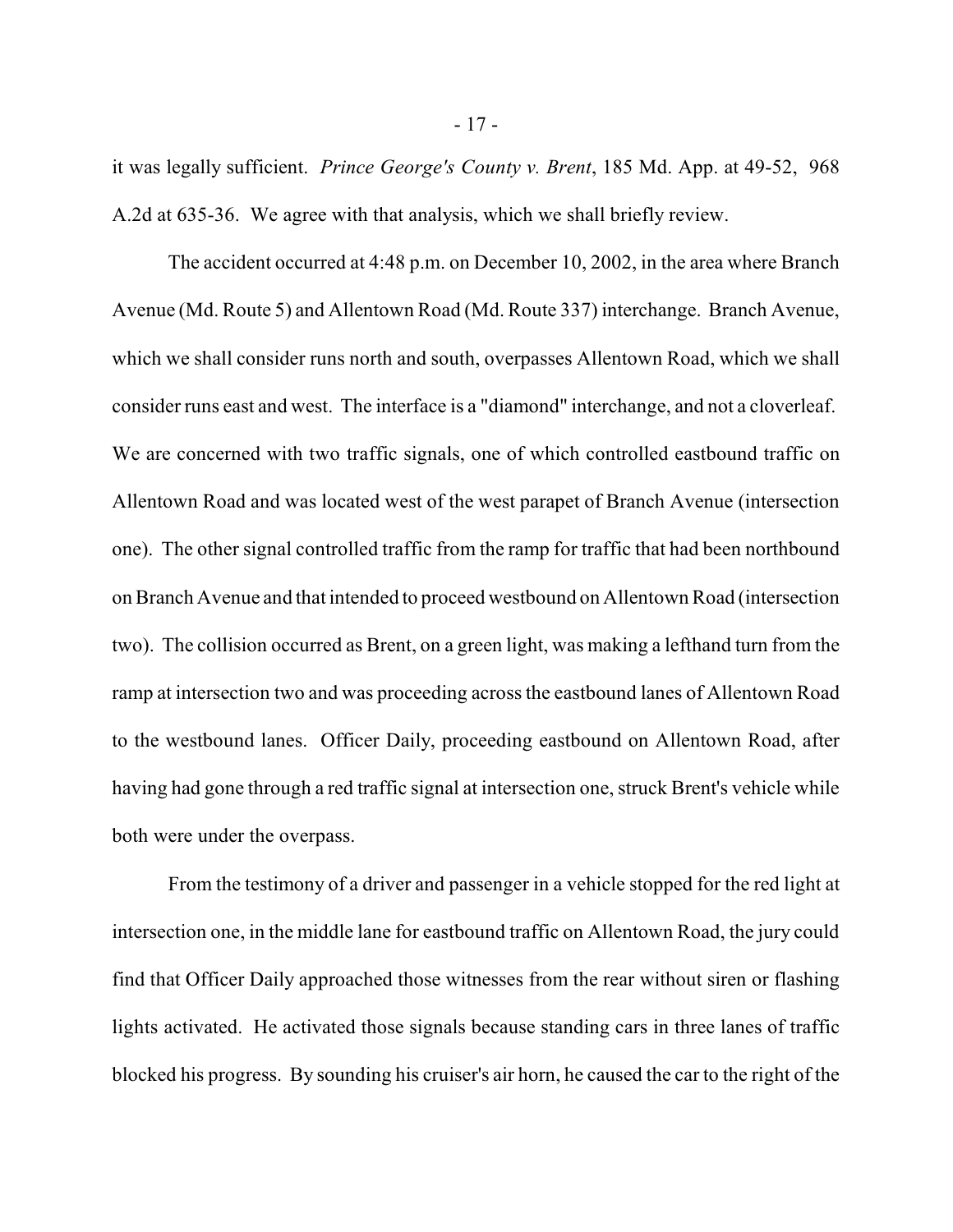it was legally sufficient. *Prince George's County v. Brent*, 185 Md. App. at 49-52, 968 A.2d at 635-36. We agree with that analysis, which we shall briefly review.

The accident occurred at 4:48 p.m. on December 10, 2002, in the area where Branch Avenue (Md. Route 5) and Allentown Road (Md. Route 337) interchange. Branch Avenue, which we shall consider runs north and south, overpasses Allentown Road, which we shall consider runs east and west. The interface is a "diamond" interchange, and not a cloverleaf. We are concerned with two traffic signals, one of which controlled eastbound traffic on Allentown Road and was located west of the west parapet of Branch Avenue (intersection one). The other signal controlled traffic from the ramp for traffic that had been northbound on Branch Avenue and that intended to proceed westbound on Allentown Road (intersection two). The collision occurred as Brent, on a green light, was making a lefthand turn from the ramp at intersection two and was proceeding across the eastbound lanes of Allentown Road to the westbound lanes. Officer Daily, proceeding eastbound on Allentown Road, after having had gone through a red traffic signal at intersection one, struck Brent's vehicle while both were under the overpass.

From the testimony of a driver and passenger in a vehicle stopped for the red light at intersection one, in the middle lane for eastbound traffic on Allentown Road, the jury could find that Officer Daily approached those witnesses from the rear without siren or flashing lights activated. He activated those signals because standing cars in three lanes of traffic blocked his progress. By sounding his cruiser's air horn, he caused the car to the right of the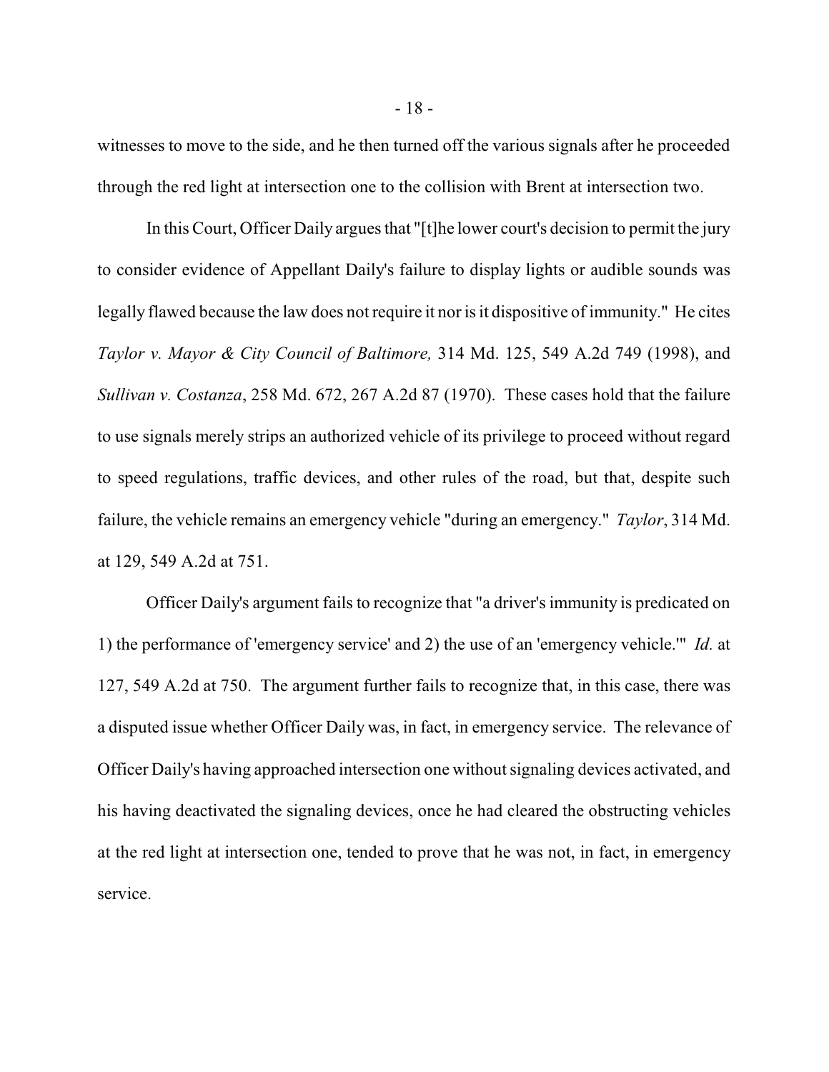witnesses to move to the side, and he then turned off the various signals after he proceeded through the red light at intersection one to the collision with Brent at intersection two.

In this Court, Officer Daily argues that "[t]he lower court's decision to permit the jury to consider evidence of Appellant Daily's failure to display lights or audible sounds was legally flawed because the law does not require it nor is it dispositive of immunity." He cites *Taylor v. Mayor & City Council of Baltimore,* 314 Md. 125, 549 A.2d 749 (1998), and *Sullivan v. Costanza*, 258 Md. 672, 267 A.2d 87 (1970). These cases hold that the failure to use signals merely strips an authorized vehicle of its privilege to proceed without regard to speed regulations, traffic devices, and other rules of the road, but that, despite such failure, the vehicle remains an emergency vehicle "during an emergency." *Taylor*, 314 Md. at 129, 549 A.2d at 751.

Officer Daily's argument fails to recognize that "a driver's immunity is predicated on 1) the performance of 'emergency service' and 2) the use of an 'emergency vehicle.'" *Id.* at 127, 549 A.2d at 750. The argument further fails to recognize that, in this case, there was a disputed issue whether Officer Daily was, in fact, in emergency service. The relevance of Officer Daily's having approached intersection one without signaling devices activated, and his having deactivated the signaling devices, once he had cleared the obstructing vehicles at the red light at intersection one, tended to prove that he was not, in fact, in emergency service.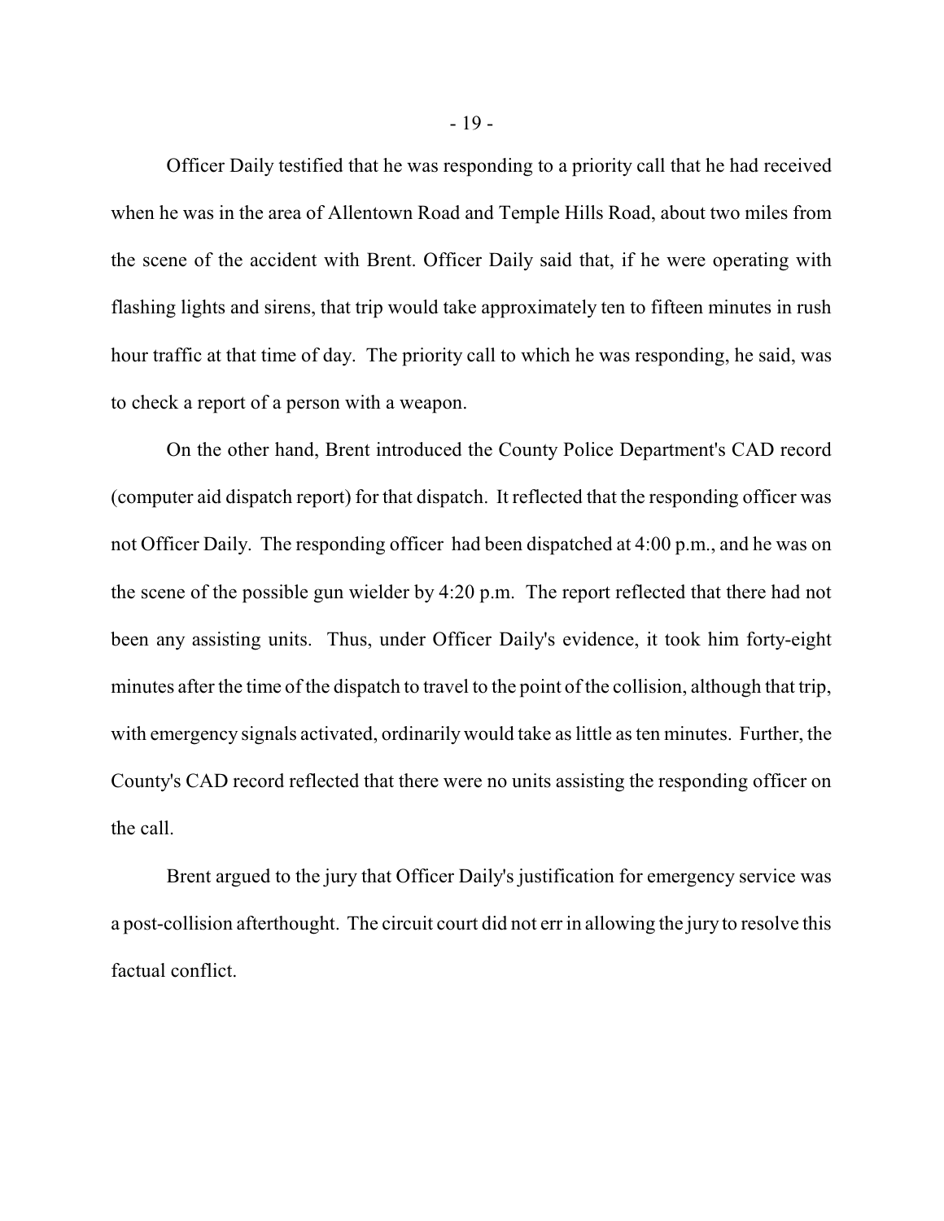Officer Daily testified that he was responding to a priority call that he had received when he was in the area of Allentown Road and Temple Hills Road, about two miles from the scene of the accident with Brent. Officer Daily said that, if he were operating with flashing lights and sirens, that trip would take approximately ten to fifteen minutes in rush hour traffic at that time of day. The priority call to which he was responding, he said, was to check a report of a person with a weapon.

On the other hand, Brent introduced the County Police Department's CAD record (computer aid dispatch report) for that dispatch. It reflected that the responding officer was not Officer Daily. The responding officer had been dispatched at 4:00 p.m., and he was on the scene of the possible gun wielder by 4:20 p.m. The report reflected that there had not been any assisting units. Thus, under Officer Daily's evidence, it took him forty-eight minutes after the time of the dispatch to travel to the point of the collision, although that trip, with emergency signals activated, ordinarily would take as little as ten minutes. Further, the County's CAD record reflected that there were no units assisting the responding officer on the call.

Brent argued to the jury that Officer Daily's justification for emergency service was a post-collision afterthought. The circuit court did not err in allowing the jury to resolve this factual conflict.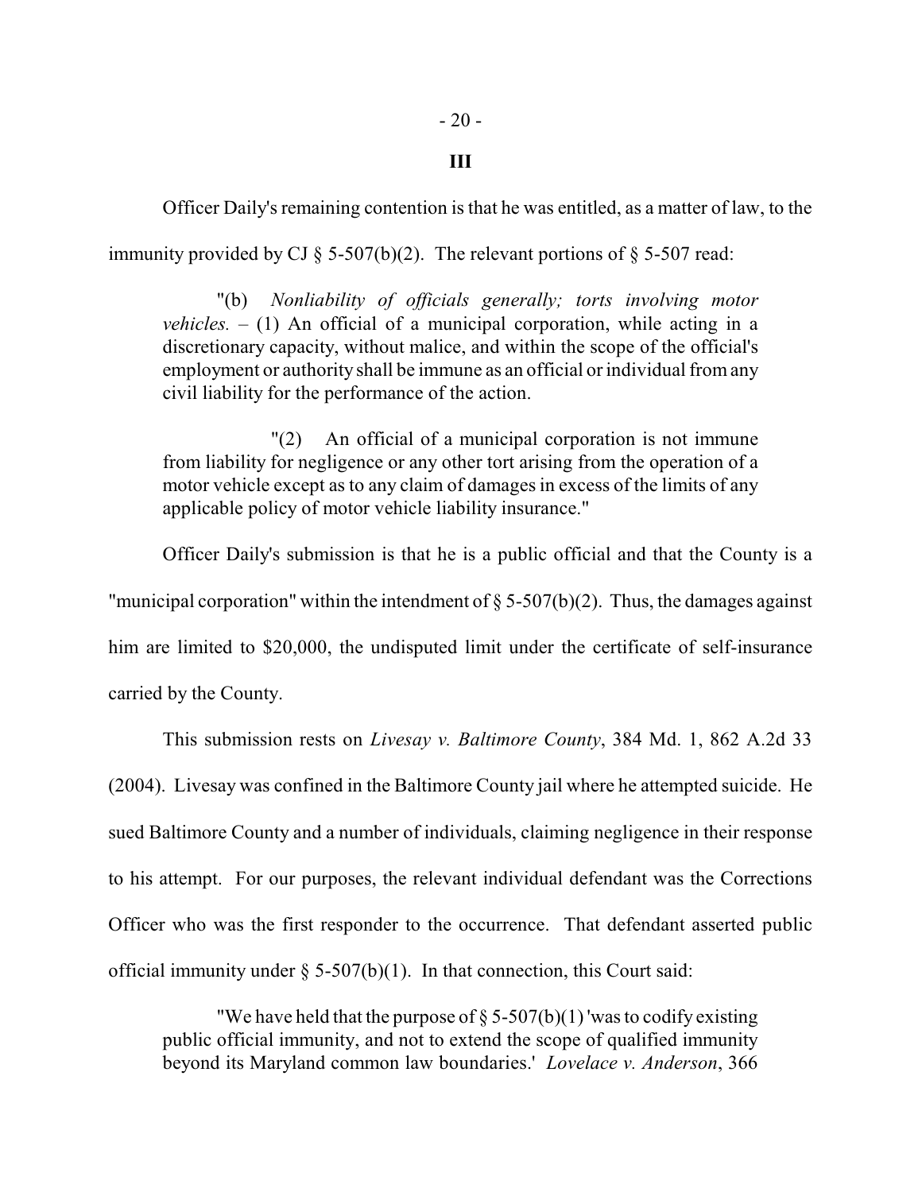### III

Officer Daily's remaining contention is that he was entitled, as a matter of law, to the immunity provided by CJ § 5-507(b)(2). The relevant portions of § 5-507 read:

> "(b) *Nonliability of officials generally; torts involving motor vehicles.* – (1) An official of a municipal corporation, while acting in a discretionary capacity, without malice, and within the scope of the official's employment or authority shall be immune as an official or individual from any civil liability for the performance of the action.
>
> "(2) An official of a municipal corporation is not immune from liability for negligence or any other tort arising from the operation of a motor vehicle except as to any claim of damages in excess of the limits of any applicable policy of motor vehicle liability insurance."

Officer Daily's submission is that he is a public official and that the County is a "municipal corporation" within the intendment of § 5-507(b)(2). Thus, the damages against him are limited to $20,000, the undisputed limit under the certificate of self-insurance carried by the County.

This submission rests on *Livesay v. Baltimore County*, 384 Md. 1, 862 A.2d 33 (2004). Livesay was confined in the Baltimore County jail where he attempted suicide. He sued Baltimore County and a number of individuals, claiming negligence in their response to his attempt. For our purposes, the relevant individual defendant was the Corrections Officer who was the first responder to the occurrence. That defendant asserted public official immunity under § 5-507(b)(1). In that connection, this Court said:

> "We have held that the purpose of § 5-507(b)(1) 'was to codify existing public official immunity, and not to extend the scope of qualified immunity beyond its Maryland common law boundaries.' *Lovelace v. Anderson*, 366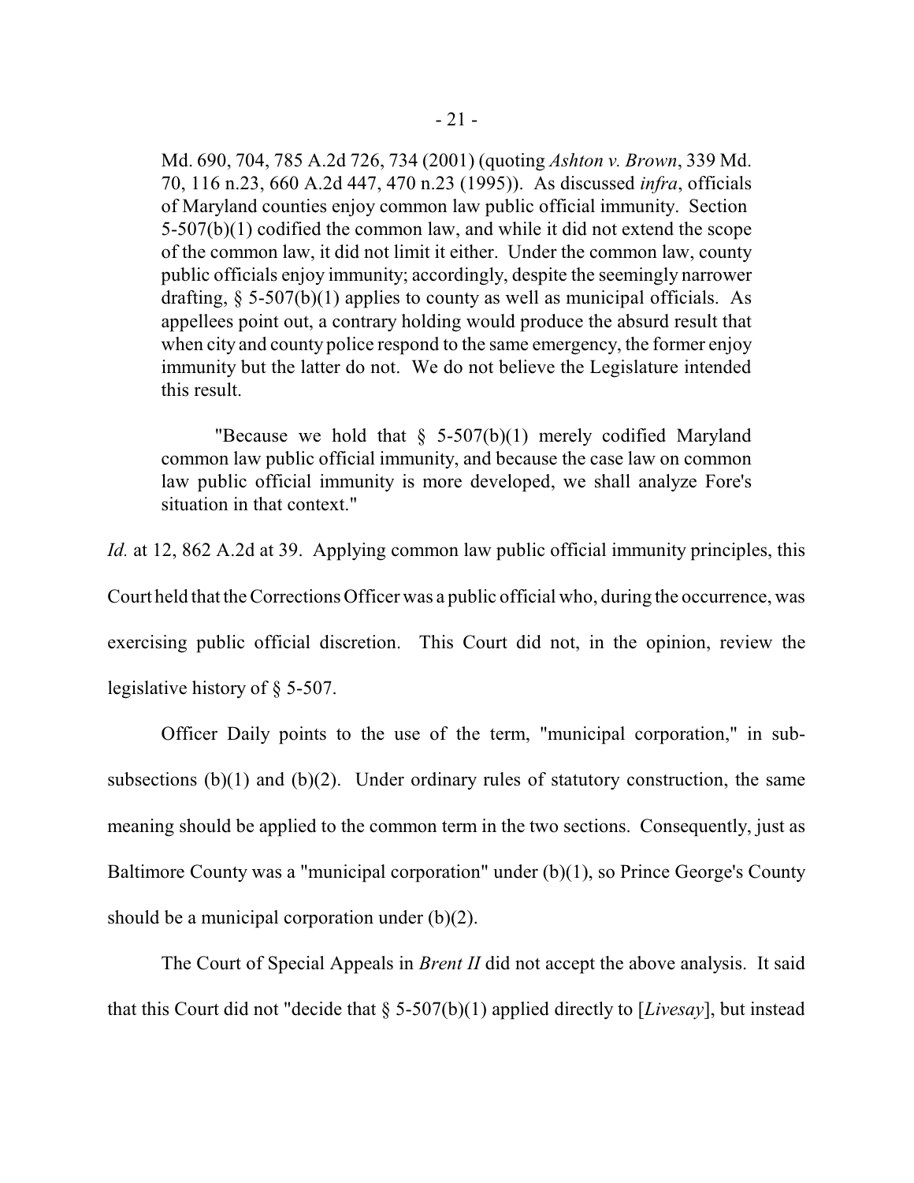Md. 690, 704, 785 A.2d 726, 734 (2001) (quoting *Ashton v. Brown*, 339 Md. 70, 116 n.23, 660 A.2d 447, 470 n.23 (1995)). As discussed *infra*, officials of Maryland counties enjoy common law public official immunity. Section 5-507(b)(1) codified the common law, and while it did not extend the scope of the common law, it did not limit it either. Under the common law, county public officials enjoy immunity; accordingly, despite the seemingly narrower drafting, § 5-507(b)(1) applies to county as well as municipal officials. As appellees point out, a contrary holding would produce the absurd result that when city and county police respond to the same emergency, the former enjoy immunity but the latter do not. We do not believe the Legislature intended this result.

> "Because we hold that § 5-507(b)(1) merely codified Maryland common law public official immunity, and because the case law on common law public official immunity is more developed, we shall analyze Fore's situation in that context."

*Id.* at 12, 862 A.2d at 39. Applying common law public official immunity principles, this Court held that the Corrections Officer was a public official who, during the occurrence, was exercising public official discretion. This Court did not, in the opinion, review the legislative history of § 5-507.

Officer Daily points to the use of the term, "municipal corporation," in sub-subsections (b)(1) and (b)(2). Under ordinary rules of statutory construction, the same meaning should be applied to the common term in the two sections. Consequently, just as Baltimore County was a "municipal corporation" under (b)(1), so Prince George's County should be a municipal corporation under (b)(2).

The Court of Special Appeals in *Brent II* did not accept the above analysis. It said that this Court did not "decide that § 5-507(b)(1) applied directly to [*Livesay*], but instead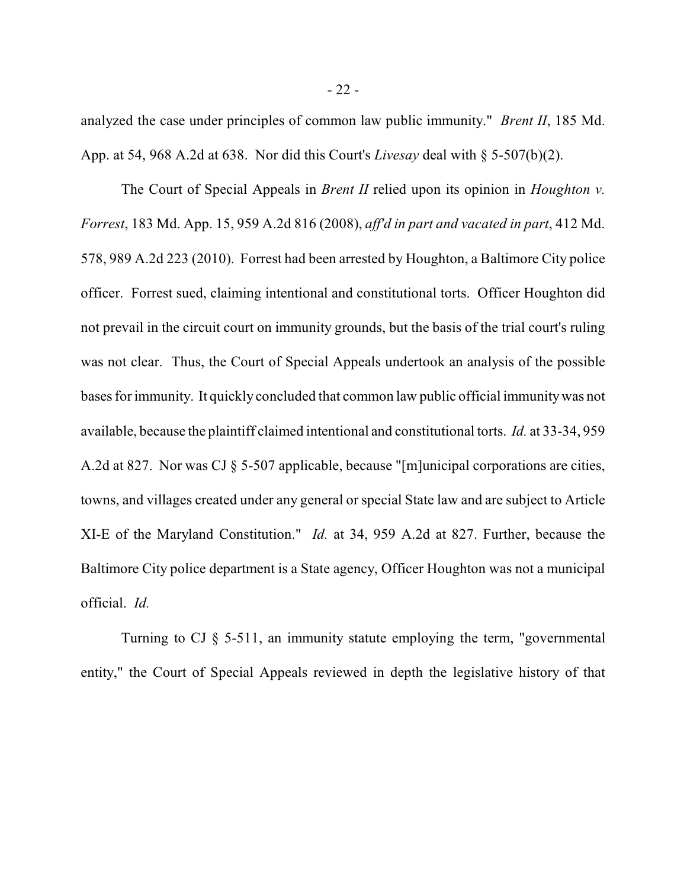analyzed the case under principles of common law public immunity." *Brent II*, 185 Md. App. at 54, 968 A.2d at 638. Nor did this Court's *Livesay* deal with § 5-507(b)(2).

The Court of Special Appeals in *Brent II* relied upon its opinion in *Houghton v. Forrest*, 183 Md. App. 15, 959 A.2d 816 (2008), *aff'd in part and vacated in part*, 412 Md. 578, 989 A.2d 223 (2010). Forrest had been arrested by Houghton, a Baltimore City police officer. Forrest sued, claiming intentional and constitutional torts. Officer Houghton did not prevail in the circuit court on immunity grounds, but the basis of the trial court's ruling was not clear. Thus, the Court of Special Appeals undertook an analysis of the possible bases for immunity. It quickly concluded that common law public official immunity was not available, because the plaintiff claimed intentional and constitutional torts. *Id.* at 33-34, 959 A.2d at 827. Nor was CJ § 5-507 applicable, because "[m]unicipal corporations are cities, towns, and villages created under any general or special State law and are subject to Article XI-E of the Maryland Constitution." *Id.* at 34, 959 A.2d at 827. Further, because the Baltimore City police department is a State agency, Officer Houghton was not a municipal official. *Id.*

Turning to CJ § 5-511, an immunity statute employing the term, "governmental entity," the Court of Special Appeals reviewed in depth the legislative history of that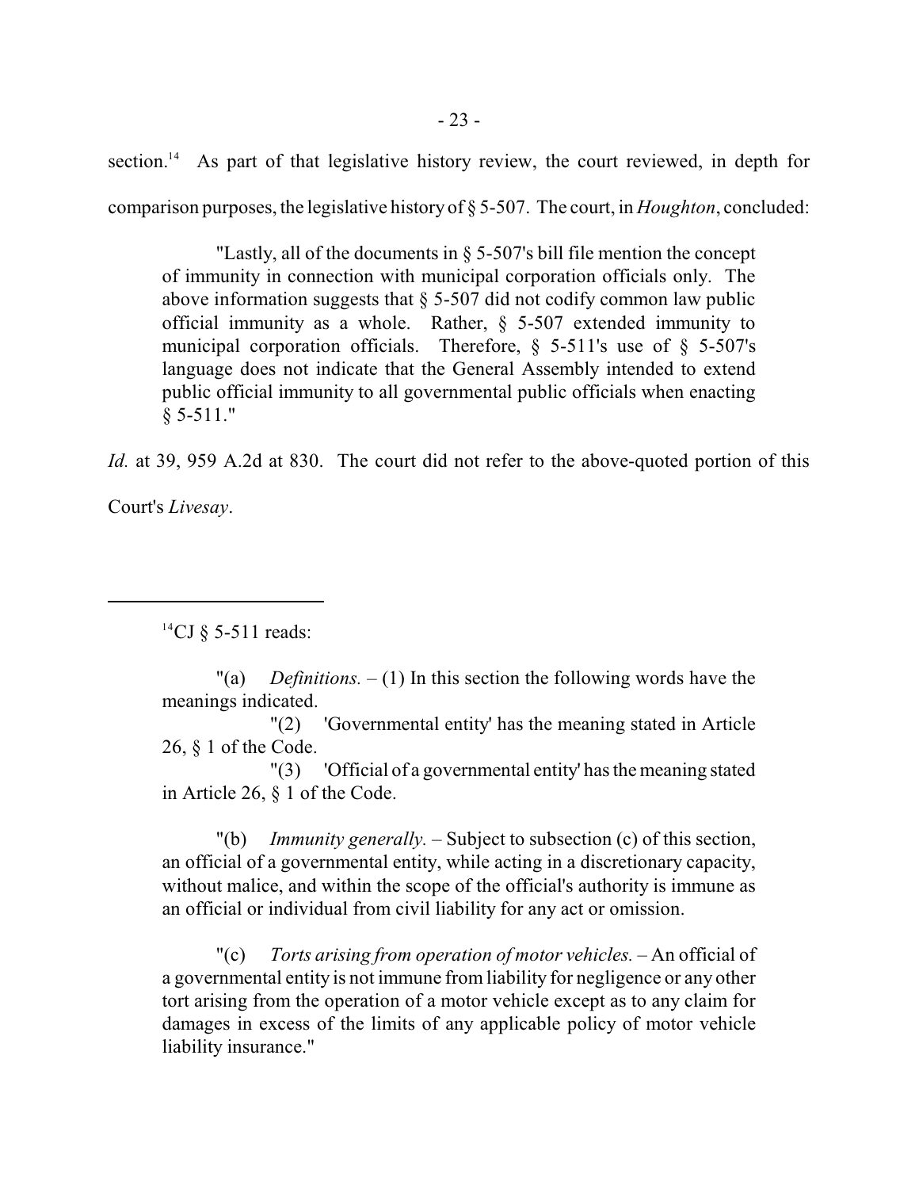section.[14] As part of that legislative history review, the court reviewed, in depth for comparison purposes, the legislative history of § 5-507. The court, in *Houghton*, concluded:

> "Lastly, all of the documents in § 5-507's bill file mention the concept of immunity in connection with municipal corporation officials only. The above information suggests that § 5-507 did not codify common law public official immunity as a whole. Rather, § 5-507 extended immunity to municipal corporation officials. Therefore, § 5-511's use of § 5-507's language does not indicate that the General Assembly intended to extend public official immunity to all governmental public officials when enacting § 5-511."

*Id.* at 39, 959 A.2d at 830. The court did not refer to the above-quoted portion of this Court's *Livesay*.

---

[14] CJ § 5-511 reads:

> "(a) *Definitions.* – (1) In this section the following words have the meanings indicated.
>
> "(2) 'Governmental entity' has the meaning stated in Article 26, § 1 of the Code.
>
> "(3) 'Official of a governmental entity' has the meaning stated in Article 26, § 1 of the Code.
>
> "(b) *Immunity generally.* – Subject to subsection (c) of this section, an official of a governmental entity, while acting in a discretionary capacity, without malice, and within the scope of the official's authority is immune as an official or individual from civil liability for any act or omission.
>
> "(c) *Torts arising from operation of motor vehicles.* – An official of a governmental entity is not immune from liability for negligence or any other tort arising from the operation of a motor vehicle except as to any claim for damages in excess of the limits of any applicable policy of motor vehicle liability insurance."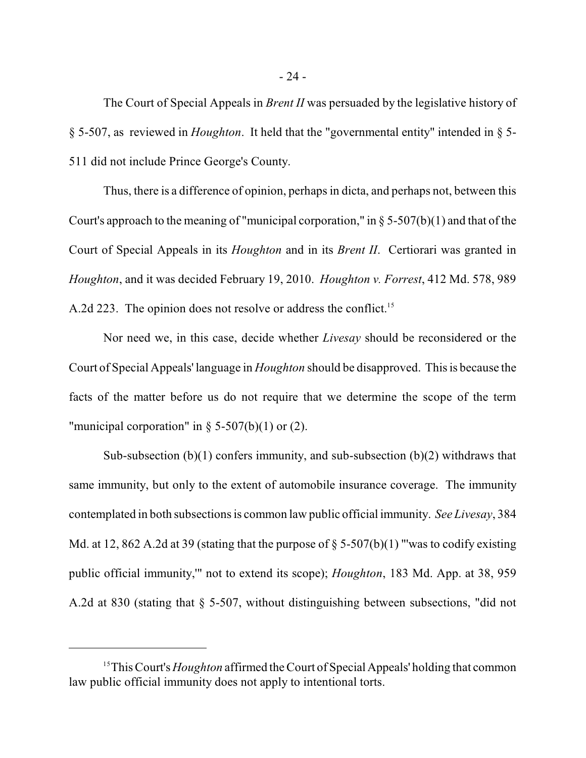The Court of Special Appeals in *Brent II* was persuaded by the legislative history of § 5-507, as reviewed in *Houghton*. It held that the "governmental entity" intended in § 5-511 did not include Prince George's County.

Thus, there is a difference of opinion, perhaps in dicta, and perhaps not, between this Court's approach to the meaning of "municipal corporation," in § 5-507(b)(1) and that of the Court of Special Appeals in its *Houghton* and in its *Brent II*. Certiorari was granted in *Houghton*, and it was decided February 19, 2010. *Houghton v. Forrest*, 412 Md. 578, 989 A.2d 223. The opinion does not resolve or address the conflict.[15]

Nor need we, in this case, decide whether *Livesay* should be reconsidered or the Court of Special Appeals' language in *Houghton* should be disapproved. This is because the facts of the matter before us do not require that we determine the scope of the term "municipal corporation" in § 5-507(b)(1) or (2).

Sub-subsection (b)(1) confers immunity, and sub-subsection (b)(2) withdraws that same immunity, but only to the extent of automobile insurance coverage. The immunity contemplated in both subsections is common law public official immunity. *See Livesay*, 384 Md. at 12, 862 A.2d at 39 (stating that the purpose of § 5-507(b)(1) "'was to codify existing public official immunity,'" not to extend its scope); *Houghton*, 183 Md. App. at 38, 959 A.2d at 830 (stating that § 5-507, without distinguishing between subsections, "did not

---

[15] This Court's *Houghton* affirmed the Court of Special Appeals' holding that common law public official immunity does not apply to intentional torts.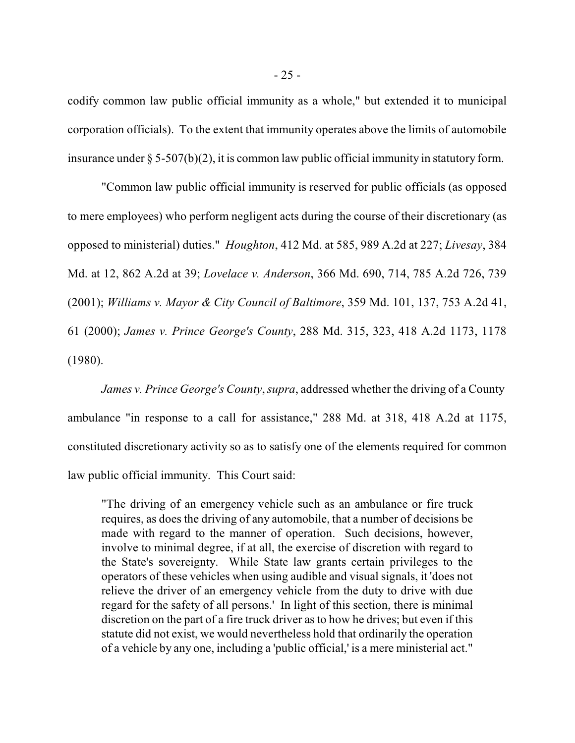codify common law public official immunity as a whole," but extended it to municipal corporation officials). To the extent that immunity operates above the limits of automobile insurance under § 5-507(b)(2), it is common law public official immunity in statutory form.

"Common law public official immunity is reserved for public officials (as opposed to mere employees) who perform negligent acts during the course of their discretionary (as opposed to ministerial) duties." *Houghton*, 412 Md. at 585, 989 A.2d at 227; *Livesay*, 384 Md. at 12, 862 A.2d at 39; *Lovelace v. Anderson*, 366 Md. 690, 714, 785 A.2d 726, 739 (2001); *Williams v. Mayor & City Council of Baltimore*, 359 Md. 101, 137, 753 A.2d 41, 61 (2000); *James v. Prince George's County*, 288 Md. 315, 323, 418 A.2d 1173, 1178 (1980).

*James v. Prince George's County*, *supra*, addressed whether the driving of a County ambulance "in response to a call for assistance," 288 Md. at 318, 418 A.2d at 1175, constituted discretionary activity so as to satisfy one of the elements required for common law public official immunity. This Court said:

> "The driving of an emergency vehicle such as an ambulance or fire truck requires, as does the driving of any automobile, that a number of decisions be made with regard to the manner of operation. Such decisions, however, involve to minimal degree, if at all, the exercise of discretion with regard to the State's sovereignty. While State law grants certain privileges to the operators of these vehicles when using audible and visual signals, it 'does not relieve the driver of an emergency vehicle from the duty to drive with due regard for the safety of all persons.' In light of this section, there is minimal discretion on the part of a fire truck driver as to how he drives; but even if this statute did not exist, we would nevertheless hold that ordinarily the operation of a vehicle by any one, including a 'public official,' is a mere ministerial act."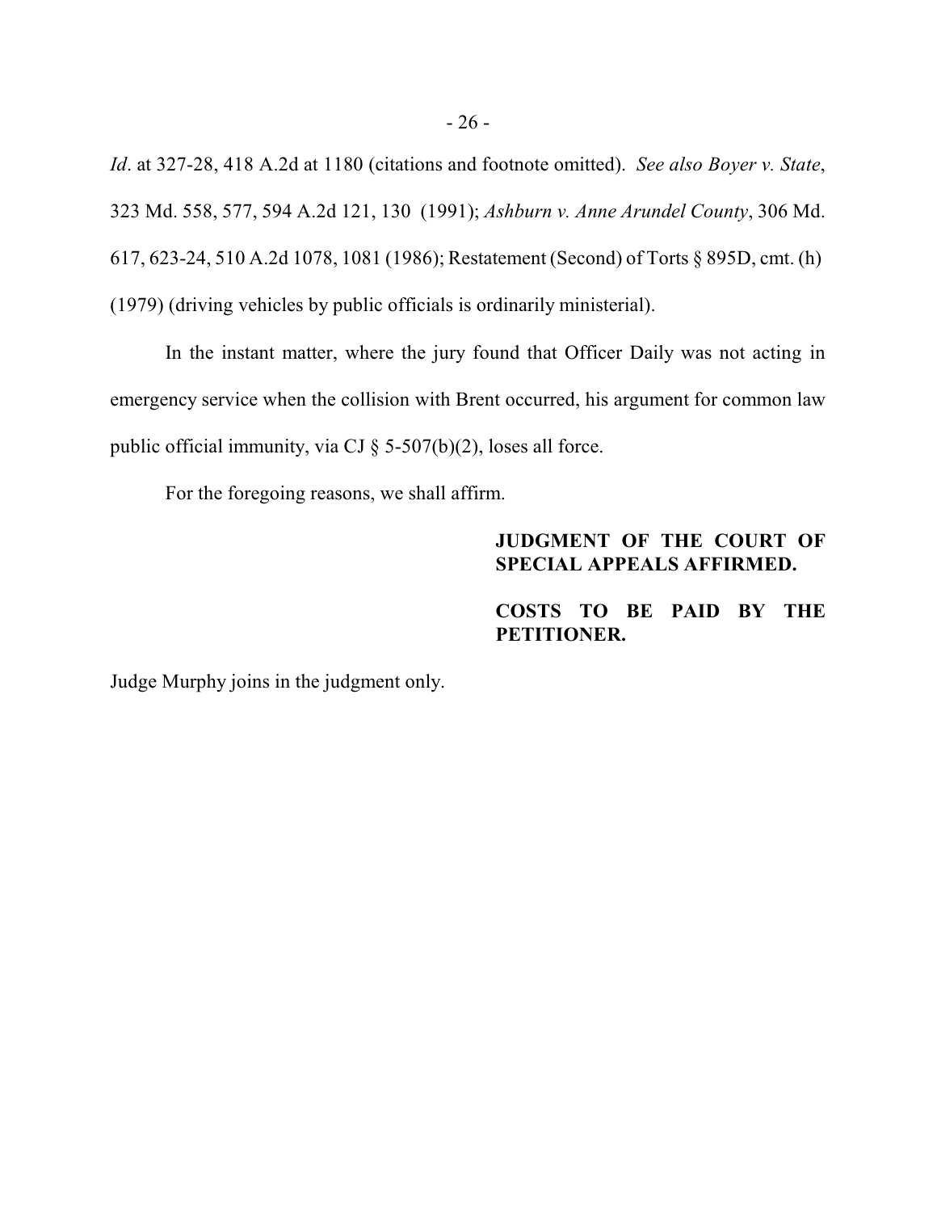*Id*. at 327-28, 418 A.2d at 1180 (citations and footnote omitted). *See also Boyer v. State*, 323 Md. 558, 577, 594 A.2d 121, 130 (1991); *Ashburn v. Anne Arundel County*, 306 Md. 617, 623-24, 510 A.2d 1078, 1081 (1986); Restatement (Second) of Torts § 895D, cmt. (h) (1979) (driving vehicles by public officials is ordinarily ministerial).

In the instant matter, where the jury found that Officer Daily was not acting in emergency service when the collision with Brent occurred, his argument for common law public official immunity, via CJ § 5-507(b)(2), loses all force.

For the foregoing reasons, we shall affirm.

**JUDGMENT OF THE COURT OF SPECIAL APPEALS AFFIRMED.**

**COSTS TO BE PAID BY THE PETITIONER.**

Judge Murphy joins in the judgment only.